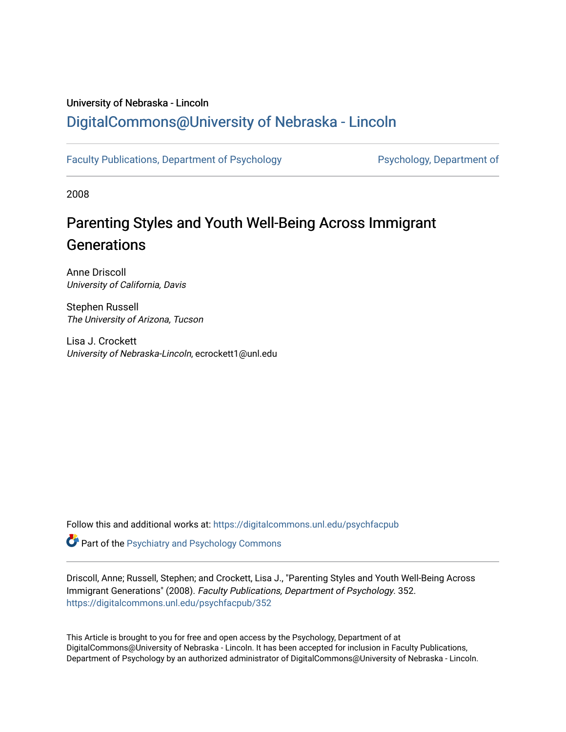University of Nebraska - Lincoln

## DigitalCommons@University of Nebraska - Lincoln

Faculty Publications, Department of Psychology | Psychology, Department of

2008

# Parenting Styles and Youth Well-Being Across Immigrant Generations

Anne Driscoll
*University of California, Davis*

Stephen Russell
*The University of Arizona, Tucson*

Lisa J. Crockett
*University of Nebraska-Lincoln*, ecrockett1@unl.edu

Follow this and additional works at: https://digitalcommons.unl.edu/psychfacpub

Part of the Psychiatry and Psychology Commons

Driscoll, Anne; Russell, Stephen; and Crockett, Lisa J., "Parenting Styles and Youth Well-Being Across Immigrant Generations" (2008). *Faculty Publications, Department of Psychology*. 352.
https://digitalcommons.unl.edu/psychfacpub/352

This Article is brought to you for free and open access by the Psychology, Department of at DigitalCommons@University of Nebraska - Lincoln. It has been accepted for inclusion in Faculty Publications, Department of Psychology by an authorized administrator of DigitalCommons@University of Nebraska - Lincoln.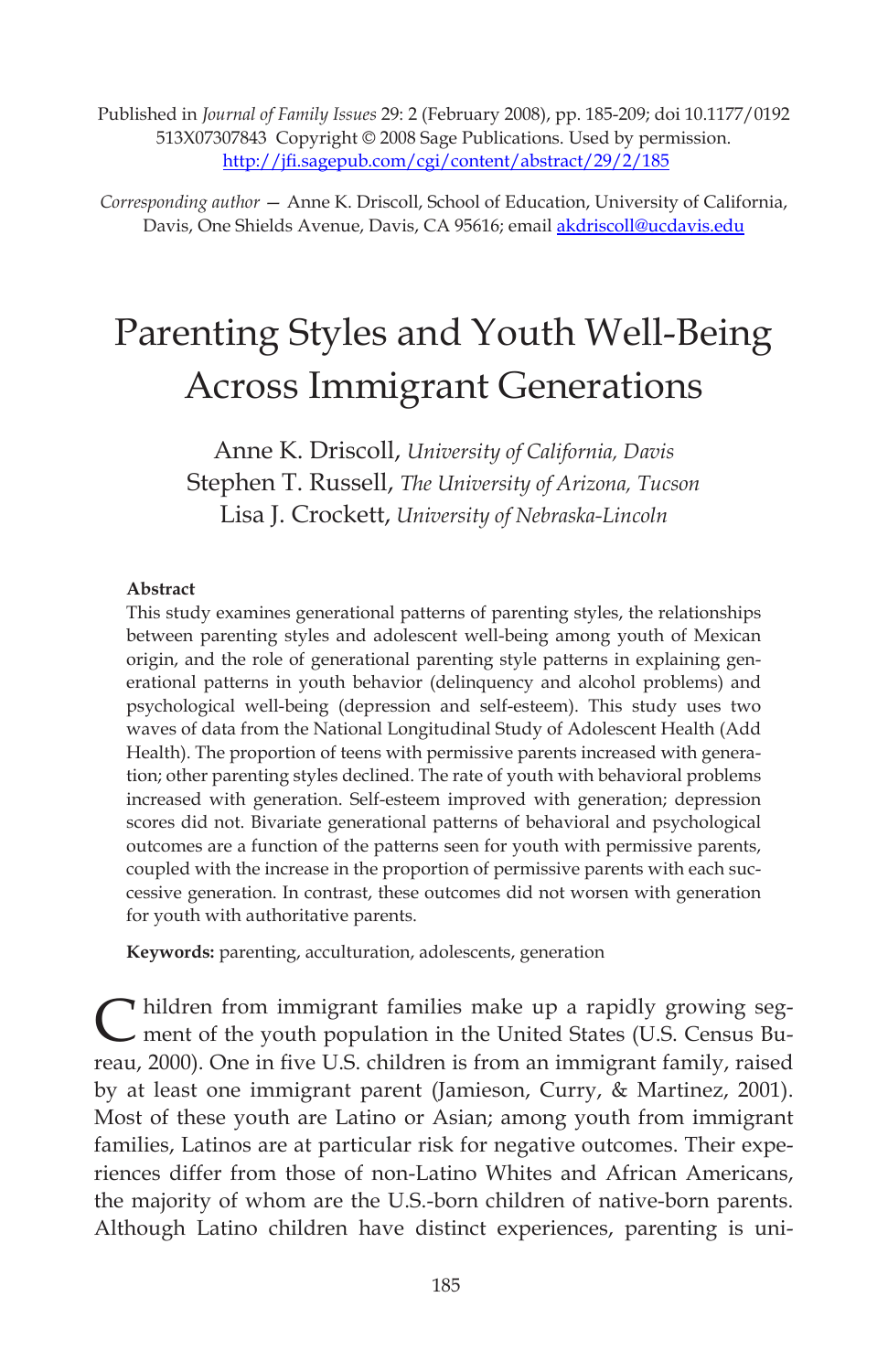Published in *Journal of Family Issues* 29: 2 (February 2008), pp. 185-209; doi 10.1177/0192513X07307843 Copyright © 2008 Sage Publications. Used by permission.
http://jfi.sagepub.com/cgi/content/abstract/29/2/185

*Corresponding author* — Anne K. Driscoll, School of Education, University of California, Davis, One Shields Avenue, Davis, CA 95616; email akdriscoll@ucdavis.edu

# Parenting Styles and Youth Well-Being Across Immigrant Generations

Anne K. Driscoll, *University of California, Davis*
Stephen T. Russell, *The University of Arizona, Tucson*
Lisa J. Crockett, *University of Nebraska-Lincoln*

**Abstract**

This study examines generational patterns of parenting styles, the relationships between parenting styles and adolescent well-being among youth of Mexican origin, and the role of generational parenting style patterns in explaining generational patterns in youth behavior (delinquency and alcohol problems) and psychological well-being (depression and self-esteem). This study uses two waves of data from the National Longitudinal Study of Adolescent Health (Add Health). The proportion of teens with permissive parents increased with generation; other parenting styles declined. The rate of youth with behavioral problems increased with generation. Self-esteem improved with generation; depression scores did not. Bivariate generational patterns of behavioral and psychological outcomes are a function of the patterns seen for youth with permissive parents, coupled with the increase in the proportion of permissive parents with each successive generation. In contrast, these outcomes did not worsen with generation for youth with authoritative parents.

**Keywords:** parenting, acculturation, adolescents, generation

Children from immigrant families make up a rapidly growing segment of the youth population in the United States (U.S. Census Bureau, 2000). One in five U.S. children is from an immigrant family, raised by at least one immigrant parent (Jamieson, Curry, & Martinez, 2001). Most of these youth are Latino or Asian; among youth from immigrant families, Latinos are at particular risk for negative outcomes. Their experiences differ from those of non-Latino Whites and African Americans, the majority of whom are the U.S.-born children of native-born parents. Although Latino children have distinct experiences, parenting is uni-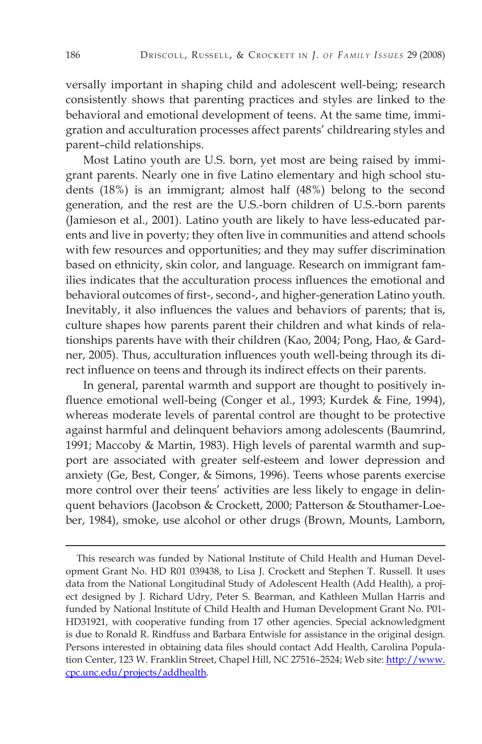versally important in shaping child and adolescent well-being; research consistently shows that parenting practices and styles are linked to the behavioral and emotional development of teens. At the same time, immigration and acculturation processes affect parents' childrearing styles and parent–child relationships.

Most Latino youth are U.S. born, yet most are being raised by immigrant parents. Nearly one in five Latino elementary and high school students (18%) is an immigrant; almost half (48%) belong to the second generation, and the rest are the U.S.-born children of U.S.-born parents (Jamieson et al., 2001). Latino youth are likely to have less-educated parents and live in poverty; they often live in communities and attend schools with few resources and opportunities; and they may suffer discrimination based on ethnicity, skin color, and language. Research on immigrant families indicates that the acculturation process influences the emotional and behavioral outcomes of first-, second-, and higher-generation Latino youth. Inevitably, it also influences the values and behaviors of parents; that is, culture shapes how parents parent their children and what kinds of relationships parents have with their children (Kao, 2004; Pong, Hao, & Gardner, 2005). Thus, acculturation influences youth well-being through its direct influence on teens and through its indirect effects on their parents.

In general, parental warmth and support are thought to positively influence emotional well-being (Conger et al., 1993; Kurdek & Fine, 1994), whereas moderate levels of parental control are thought to be protective against harmful and delinquent behaviors among adolescents (Baumrind, 1991; Maccoby & Martin, 1983). High levels of parental warmth and support are associated with greater self-esteem and lower depression and anxiety (Ge, Best, Conger, & Simons, 1996). Teens whose parents exercise more control over their teens' activities are less likely to engage in delinquent behaviors (Jacobson & Crockett, 2000; Patterson & Stouthamer-Loeber, 1984), smoke, use alcohol or other drugs (Brown, Mounts, Lamborn,

---

This research was funded by National Institute of Child Health and Human Development Grant No. HD R01 039438, to Lisa J. Crockett and Stephen T. Russell. It uses data from the National Longitudinal Study of Adolescent Health (Add Health), a project designed by J. Richard Udry, Peter S. Bearman, and Kathleen Mullan Harris and funded by National Institute of Child Health and Human Development Grant No. P01-HD31921, with cooperative funding from 17 other agencies. Special acknowledgment is due to Ronald R. Rindfuss and Barbara Entwisle for assistance in the original design. Persons interested in obtaining data files should contact Add Health, Carolina Population Center, 123 W. Franklin Street, Chapel Hill, NC 27516–2524; Web site: http://www.cpc.unc.edu/projects/addhealth.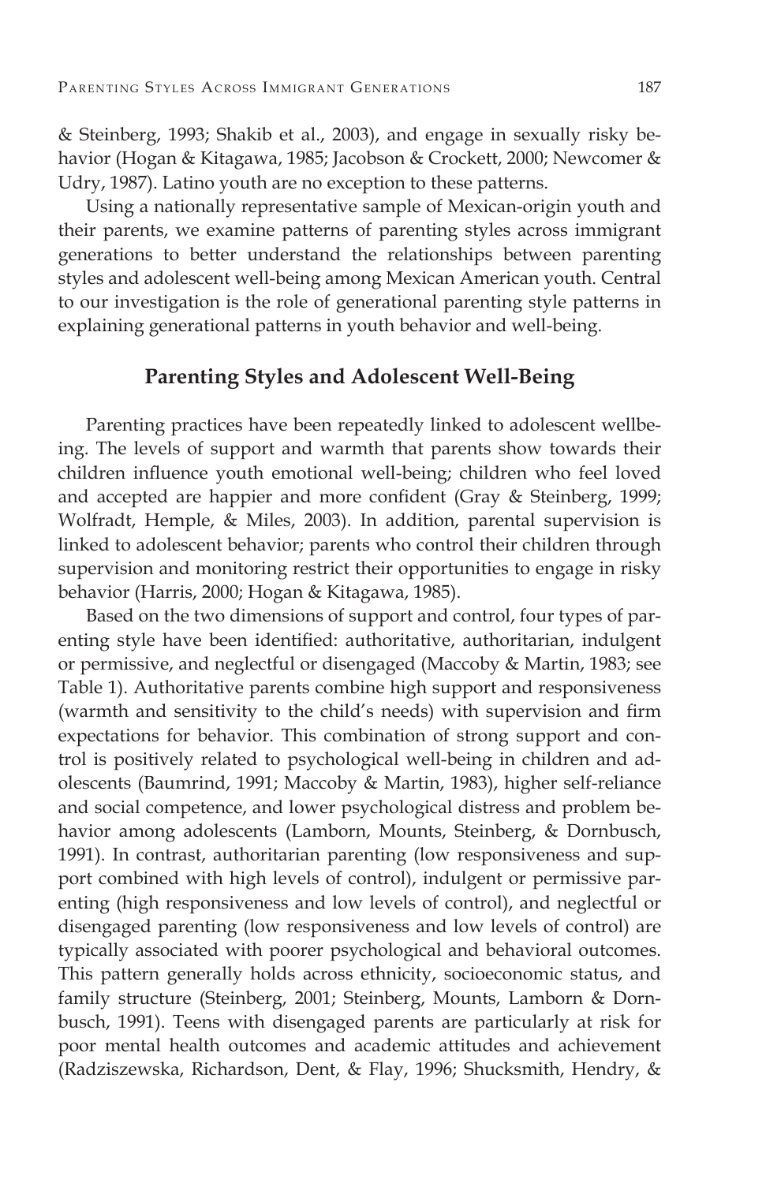& Steinberg, 1993; Shakib et al., 2003), and engage in sexually risky behavior (Hogan & Kitagawa, 1985; Jacobson & Crockett, 2000; Newcomer & Udry, 1987). Latino youth are no exception to these patterns.

Using a nationally representative sample of Mexican-origin youth and their parents, we examine patterns of parenting styles across immigrant generations to better understand the relationships between parenting styles and adolescent well-being among Mexican American youth. Central to our investigation is the role of generational parenting style patterns in explaining generational patterns in youth behavior and well-being.

## Parenting Styles and Adolescent Well-Being

Parenting practices have been repeatedly linked to adolescent wellbeing. The levels of support and warmth that parents show towards their children influence youth emotional well-being; children who feel loved and accepted are happier and more confident (Gray & Steinberg, 1999; Wolfradt, Hemple, & Miles, 2003). In addition, parental supervision is linked to adolescent behavior; parents who control their children through supervision and monitoring restrict their opportunities to engage in risky behavior (Harris, 2000; Hogan & Kitagawa, 1985).

Based on the two dimensions of support and control, four types of parenting style have been identified: authoritative, authoritarian, indulgent or permissive, and neglectful or disengaged (Maccoby & Martin, 1983; see Table 1). Authoritative parents combine high support and responsiveness (warmth and sensitivity to the child's needs) with supervision and firm expectations for behavior. This combination of strong support and control is positively related to psychological well-being in children and adolescents (Baumrind, 1991; Maccoby & Martin, 1983), higher self-reliance and social competence, and lower psychological distress and problem behavior among adolescents (Lamborn, Mounts, Steinberg, & Dornbusch, 1991). In contrast, authoritarian parenting (low responsiveness and support combined with high levels of control), indulgent or permissive parenting (high responsiveness and low levels of control), and neglectful or disengaged parenting (low responsiveness and low levels of control) are typically associated with poorer psychological and behavioral outcomes. This pattern generally holds across ethnicity, socioeconomic status, and family structure (Steinberg, 2001; Steinberg, Mounts, Lamborn & Dornbusch, 1991). Teens with disengaged parents are particularly at risk for poor mental health outcomes and academic attitudes and achievement (Radziszewska, Richardson, Dent, & Flay, 1996; Shucksmith, Hendry, &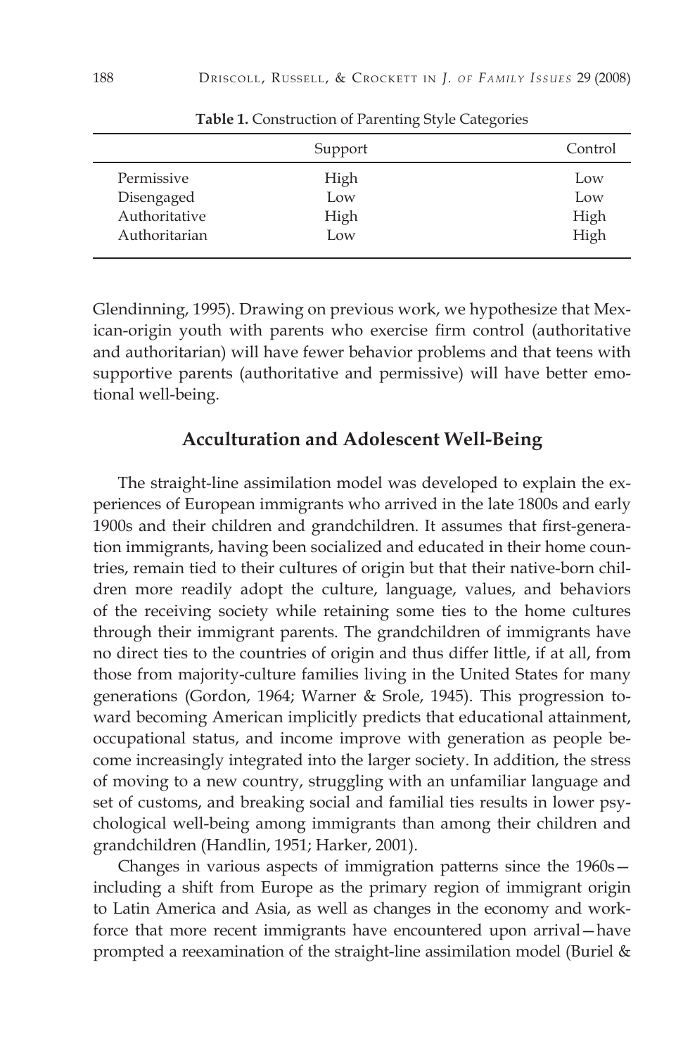**Table 1.** Construction of Parenting Style Categories

| | Support | Control |
|---|---|---|
| Permissive | High | Low |
| Disengaged | Low | Low |
| Authoritative | High | High |
| Authoritarian | Low | High |

Glendinning, 1995). Drawing on previous work, we hypothesize that Mexican-origin youth with parents who exercise firm control (authoritative and authoritarian) will have fewer behavior problems and that teens with supportive parents (authoritative and permissive) will have better emotional well-being.

## Acculturation and Adolescent Well-Being

The straight-line assimilation model was developed to explain the experiences of European immigrants who arrived in the late 1800s and early 1900s and their children and grandchildren. It assumes that first-generation immigrants, having been socialized and educated in their home countries, remain tied to their cultures of origin but that their native-born children more readily adopt the culture, language, values, and behaviors of the receiving society while retaining some ties to the home cultures through their immigrant parents. The grandchildren of immigrants have no direct ties to the countries of origin and thus differ little, if at all, from those from majority-culture families living in the United States for many generations (Gordon, 1964; Warner & Srole, 1945). This progression toward becoming American implicitly predicts that educational attainment, occupational status, and income improve with generation as people become increasingly integrated into the larger society. In addition, the stress of moving to a new country, struggling with an unfamiliar language and set of customs, and breaking social and familial ties results in lower psychological well-being among immigrants than among their children and grandchildren (Handlin, 1951; Harker, 2001).

Changes in various aspects of immigration patterns since the 1960s—including a shift from Europe as the primary region of immigrant origin to Latin America and Asia, as well as changes in the economy and workforce that more recent immigrants have encountered upon arrival—have prompted a reexamination of the straight-line assimilation model (Buriel &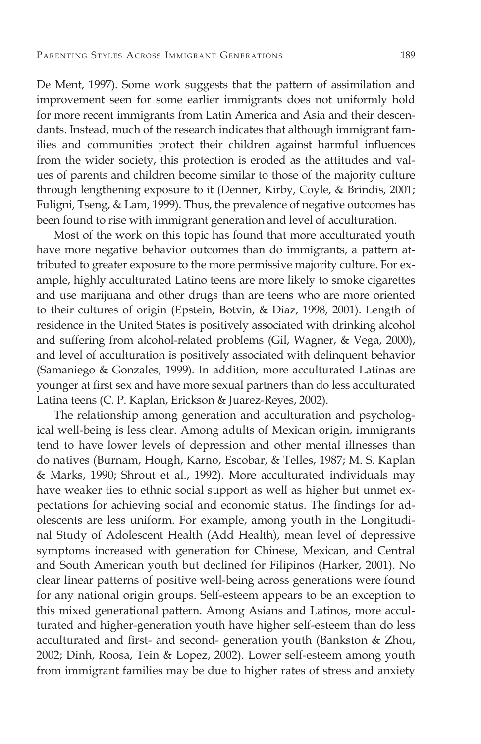De Ment, 1997). Some work suggests that the pattern of assimilation and improvement seen for some earlier immigrants does not uniformly hold for more recent immigrants from Latin America and Asia and their descendants. Instead, much of the research indicates that although immigrant families and communities protect their children against harmful influences from the wider society, this protection is eroded as the attitudes and values of parents and children become similar to those of the majority culture through lengthening exposure to it (Denner, Kirby, Coyle, & Brindis, 2001; Fuligni, Tseng, & Lam, 1999). Thus, the prevalence of negative outcomes has been found to rise with immigrant generation and level of acculturation.

Most of the work on this topic has found that more acculturated youth have more negative behavior outcomes than do immigrants, a pattern attributed to greater exposure to the more permissive majority culture. For example, highly acculturated Latino teens are more likely to smoke cigarettes and use marijuana and other drugs than are teens who are more oriented to their cultures of origin (Epstein, Botvin, & Diaz, 1998, 2001). Length of residence in the United States is positively associated with drinking alcohol and suffering from alcohol-related problems (Gil, Wagner, & Vega, 2000), and level of acculturation is positively associated with delinquent behavior (Samaniego & Gonzales, 1999). In addition, more acculturated Latinas are younger at first sex and have more sexual partners than do less acculturated Latina teens (C. P. Kaplan, Erickson & Juarez-Reyes, 2002).

The relationship among generation and acculturation and psychological well-being is less clear. Among adults of Mexican origin, immigrants tend to have lower levels of depression and other mental illnesses than do natives (Burnam, Hough, Karno, Escobar, & Telles, 1987; M. S. Kaplan & Marks, 1990; Shrout et al., 1992). More acculturated individuals may have weaker ties to ethnic social support as well as higher but unmet expectations for achieving social and economic status. The findings for adolescents are less uniform. For example, among youth in the Longitudinal Study of Adolescent Health (Add Health), mean level of depressive symptoms increased with generation for Chinese, Mexican, and Central and South American youth but declined for Filipinos (Harker, 2001). No clear linear patterns of positive well-being across generations were found for any national origin groups. Self-esteem appears to be an exception to this mixed generational pattern. Among Asians and Latinos, more acculturated and higher-generation youth have higher self-esteem than do less acculturated and first- and second- generation youth (Bankston & Zhou, 2002; Dinh, Roosa, Tein & Lopez, 2002). Lower self-esteem among youth from immigrant families may be due to higher rates of stress and anxiety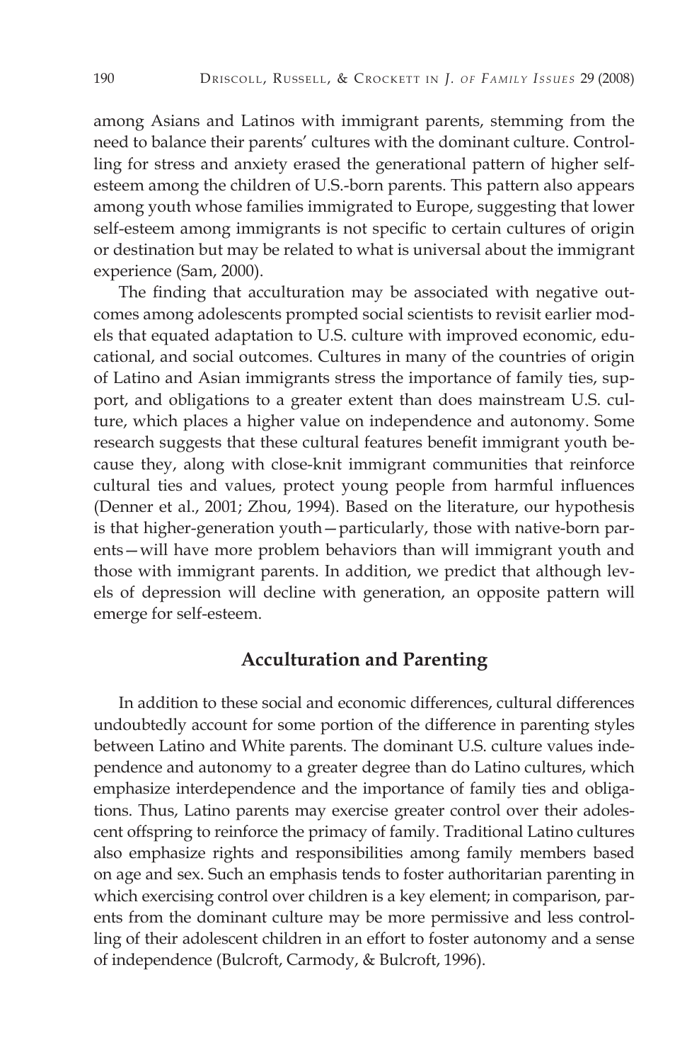among Asians and Latinos with immigrant parents, stemming from the need to balance their parents' cultures with the dominant culture. Controlling for stress and anxiety erased the generational pattern of higher self-esteem among the children of U.S.-born parents. This pattern also appears among youth whose families immigrated to Europe, suggesting that lower self-esteem among immigrants is not specific to certain cultures of origin or destination but may be related to what is universal about the immigrant experience (Sam, 2000).

The finding that acculturation may be associated with negative outcomes among adolescents prompted social scientists to revisit earlier models that equated adaptation to U.S. culture with improved economic, educational, and social outcomes. Cultures in many of the countries of origin of Latino and Asian immigrants stress the importance of family ties, support, and obligations to a greater extent than does mainstream U.S. culture, which places a higher value on independence and autonomy. Some research suggests that these cultural features benefit immigrant youth because they, along with close-knit immigrant communities that reinforce cultural ties and values, protect young people from harmful influences (Denner et al., 2001; Zhou, 1994). Based on the literature, our hypothesis is that higher-generation youth—particularly, those with native-born parents—will have more problem behaviors than will immigrant youth and those with immigrant parents. In addition, we predict that although levels of depression will decline with generation, an opposite pattern will emerge for self-esteem.

## Acculturation and Parenting

In addition to these social and economic differences, cultural differences undoubtedly account for some portion of the difference in parenting styles between Latino and White parents. The dominant U.S. culture values independence and autonomy to a greater degree than do Latino cultures, which emphasize interdependence and the importance of family ties and obligations. Thus, Latino parents may exercise greater control over their adolescent offspring to reinforce the primacy of family. Traditional Latino cultures also emphasize rights and responsibilities among family members based on age and sex. Such an emphasis tends to foster authoritarian parenting in which exercising control over children is a key element; in comparison, parents from the dominant culture may be more permissive and less controlling of their adolescent children in an effort to foster autonomy and a sense of independence (Bulcroft, Carmody, & Bulcroft, 1996).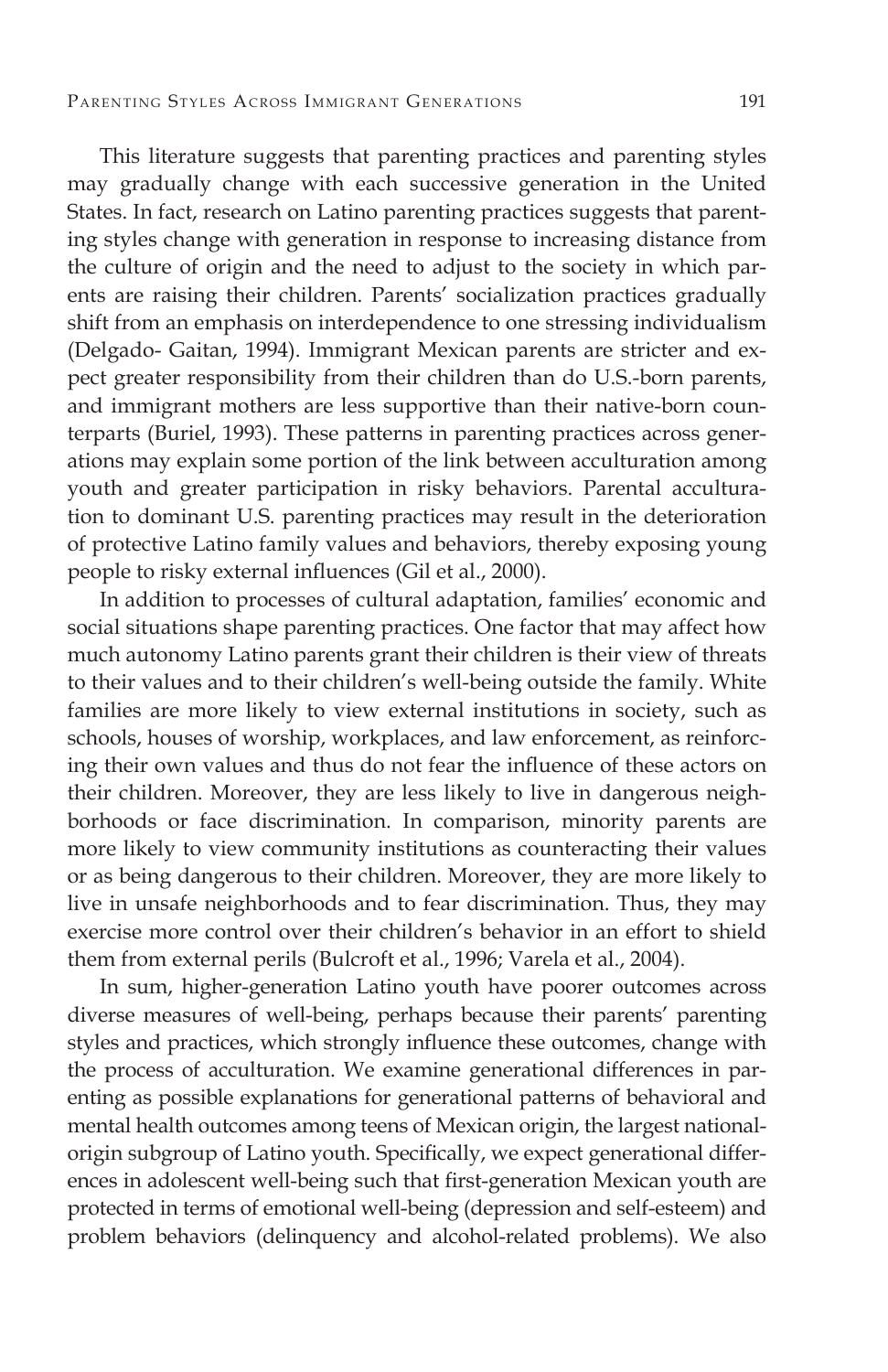This literature suggests that parenting practices and parenting styles may gradually change with each successive generation in the United States. In fact, research on Latino parenting practices suggests that parenting styles change with generation in response to increasing distance from the culture of origin and the need to adjust to the society in which parents are raising their children. Parents' socialization practices gradually shift from an emphasis on interdependence to one stressing individualism (Delgado- Gaitan, 1994). Immigrant Mexican parents are stricter and expect greater responsibility from their children than do U.S.-born parents, and immigrant mothers are less supportive than their native-born counterparts (Buriel, 1993). These patterns in parenting practices across generations may explain some portion of the link between acculturation among youth and greater participation in risky behaviors. Parental acculturation to dominant U.S. parenting practices may result in the deterioration of protective Latino family values and behaviors, thereby exposing young people to risky external influences (Gil et al., 2000).

In addition to processes of cultural adaptation, families' economic and social situations shape parenting practices. One factor that may affect how much autonomy Latino parents grant their children is their view of threats to their values and to their children's well-being outside the family. White families are more likely to view external institutions in society, such as schools, houses of worship, workplaces, and law enforcement, as reinforcing their own values and thus do not fear the influence of these actors on their children. Moreover, they are less likely to live in dangerous neighborhoods or face discrimination. In comparison, minority parents are more likely to view community institutions as counteracting their values or as being dangerous to their children. Moreover, they are more likely to live in unsafe neighborhoods and to fear discrimination. Thus, they may exercise more control over their children's behavior in an effort to shield them from external perils (Bulcroft et al., 1996; Varela et al., 2004).

In sum, higher-generation Latino youth have poorer outcomes across diverse measures of well-being, perhaps because their parents' parenting styles and practices, which strongly influence these outcomes, change with the process of acculturation. We examine generational differences in parenting as possible explanations for generational patterns of behavioral and mental health outcomes among teens of Mexican origin, the largest national-origin subgroup of Latino youth. Specifically, we expect generational differences in adolescent well-being such that first-generation Mexican youth are protected in terms of emotional well-being (depression and self-esteem) and problem behaviors (delinquency and alcohol-related problems). We also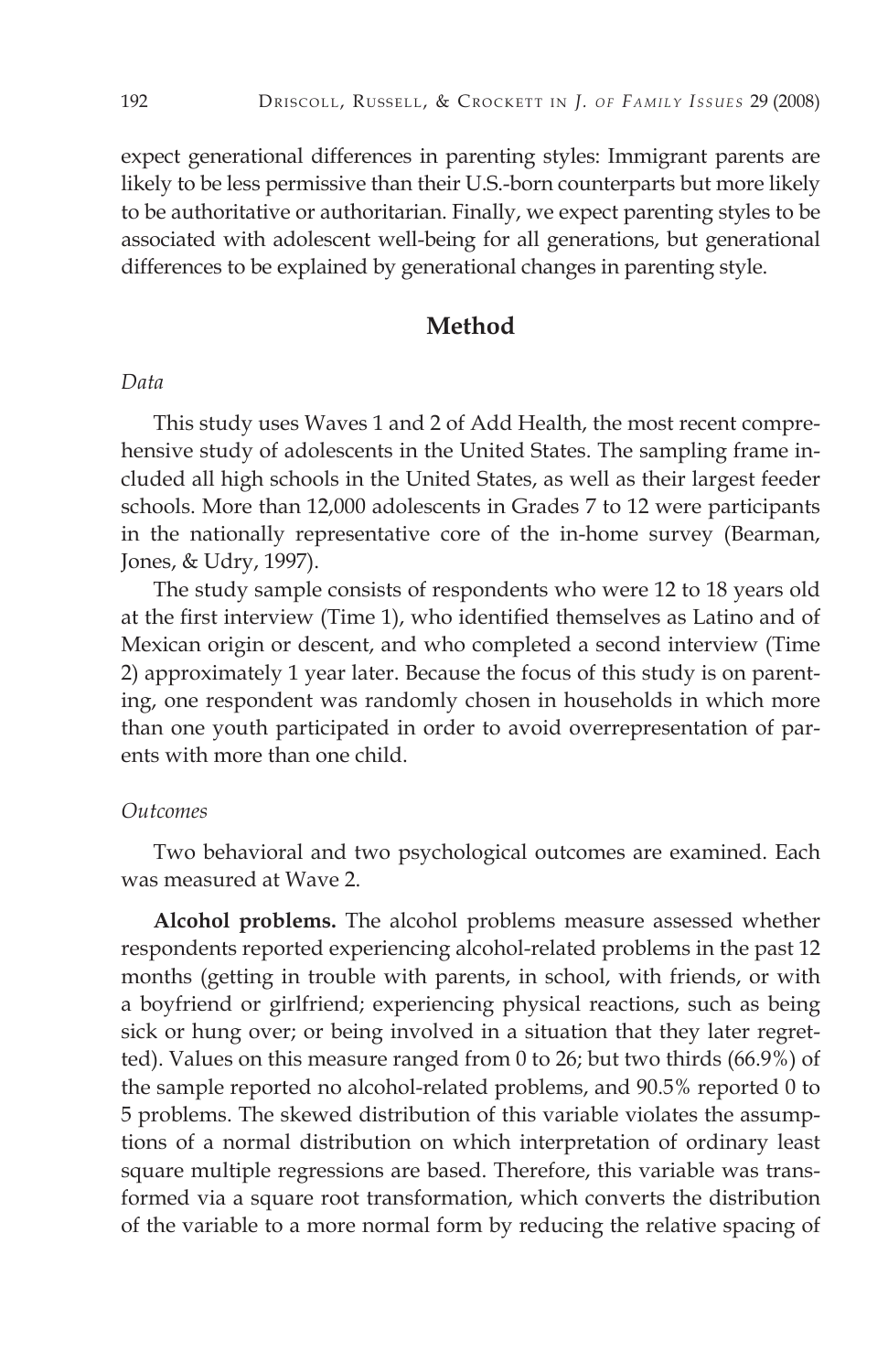expect generational differences in parenting styles: Immigrant parents are likely to be less permissive than their U.S.-born counterparts but more likely to be authoritative or authoritarian. Finally, we expect parenting styles to be associated with adolescent well-being for all generations, but generational differences to be explained by generational changes in parenting style.

## Method

### *Data*

This study uses Waves 1 and 2 of Add Health, the most recent comprehensive study of adolescents in the United States. The sampling frame included all high schools in the United States, as well as their largest feeder schools. More than 12,000 adolescents in Grades 7 to 12 were participants in the nationally representative core of the in-home survey (Bearman, Jones, & Udry, 1997).

The study sample consists of respondents who were 12 to 18 years old at the first interview (Time 1), who identified themselves as Latino and of Mexican origin or descent, and who completed a second interview (Time 2) approximately 1 year later. Because the focus of this study is on parenting, one respondent was randomly chosen in households in which more than one youth participated in order to avoid overrepresentation of parents with more than one child.

### *Outcomes*

Two behavioral and two psychological outcomes are examined. Each was measured at Wave 2.

**Alcohol problems.** The alcohol problems measure assessed whether respondents reported experiencing alcohol-related problems in the past 12 months (getting in trouble with parents, in school, with friends, or with a boyfriend or girlfriend; experiencing physical reactions, such as being sick or hung over; or being involved in a situation that they later regretted). Values on this measure ranged from 0 to 26; but two thirds (66.9%) of the sample reported no alcohol-related problems, and 90.5% reported 0 to 5 problems. The skewed distribution of this variable violates the assumptions of a normal distribution on which interpretation of ordinary least square multiple regressions are based. Therefore, this variable was transformed via a square root transformation, which converts the distribution of the variable to a more normal form by reducing the relative spacing of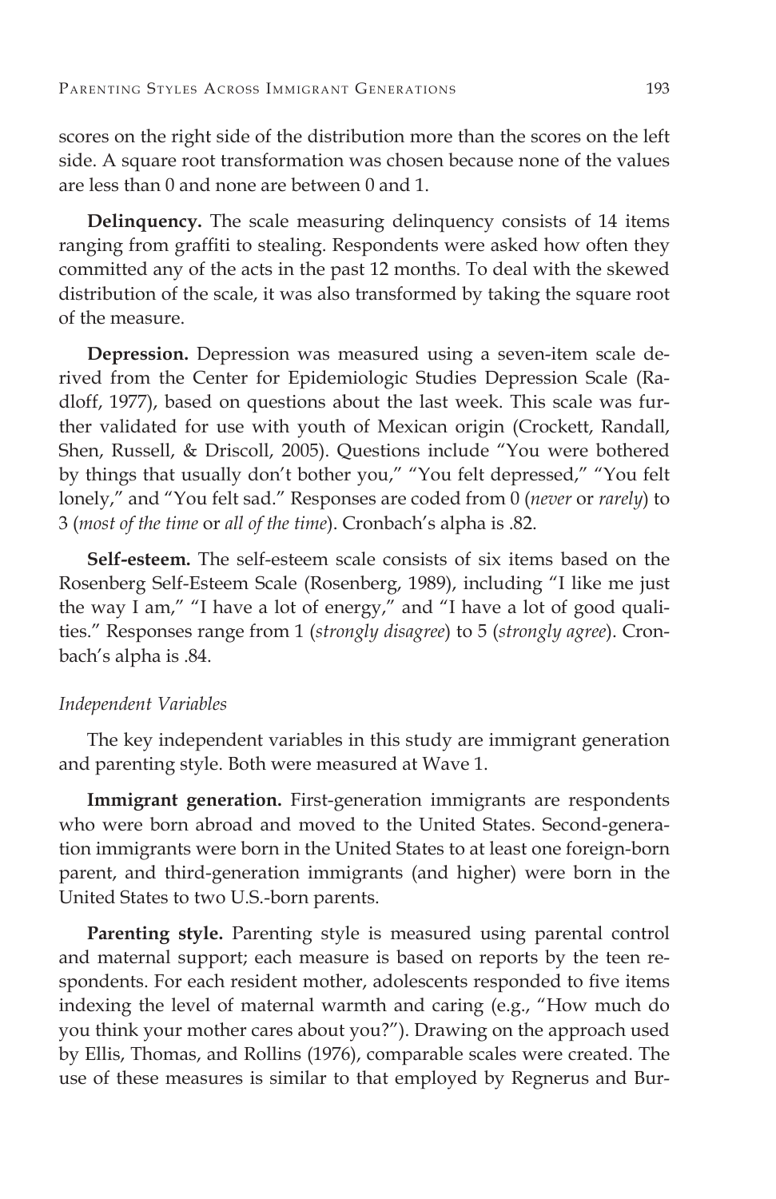scores on the right side of the distribution more than the scores on the left side. A square root transformation was chosen because none of the values are less than 0 and none are between 0 and 1.

**Delinquency.** The scale measuring delinquency consists of 14 items ranging from graffiti to stealing. Respondents were asked how often they committed any of the acts in the past 12 months. To deal with the skewed distribution of the scale, it was also transformed by taking the square root of the measure.

**Depression.** Depression was measured using a seven-item scale derived from the Center for Epidemiologic Studies Depression Scale (Radloff, 1977), based on questions about the last week. This scale was further validated for use with youth of Mexican origin (Crockett, Randall, Shen, Russell, & Driscoll, 2005). Questions include "You were bothered by things that usually don't bother you," "You felt depressed," "You felt lonely," and "You felt sad." Responses are coded from 0 (*never* or *rarely*) to 3 (*most of the time* or *all of the time*). Cronbach's alpha is .82.

**Self-esteem.** The self-esteem scale consists of six items based on the Rosenberg Self-Esteem Scale (Rosenberg, 1989), including "I like me just the way I am," "I have a lot of energy," and "I have a lot of good qualities." Responses range from 1 (*strongly disagree*) to 5 (*strongly agree*). Cronbach's alpha is .84.

### *Independent Variables*

The key independent variables in this study are immigrant generation and parenting style. Both were measured at Wave 1.

**Immigrant generation.** First-generation immigrants are respondents who were born abroad and moved to the United States. Second-generation immigrants were born in the United States to at least one foreign-born parent, and third-generation immigrants (and higher) were born in the United States to two U.S.-born parents.

**Parenting style.** Parenting style is measured using parental control and maternal support; each measure is based on reports by the teen respondents. For each resident mother, adolescents responded to five items indexing the level of maternal warmth and caring (e.g., "How much do you think your mother cares about you?"). Drawing on the approach used by Ellis, Thomas, and Rollins (1976), comparable scales were created. The use of these measures is similar to that employed by Regnerus and Bur-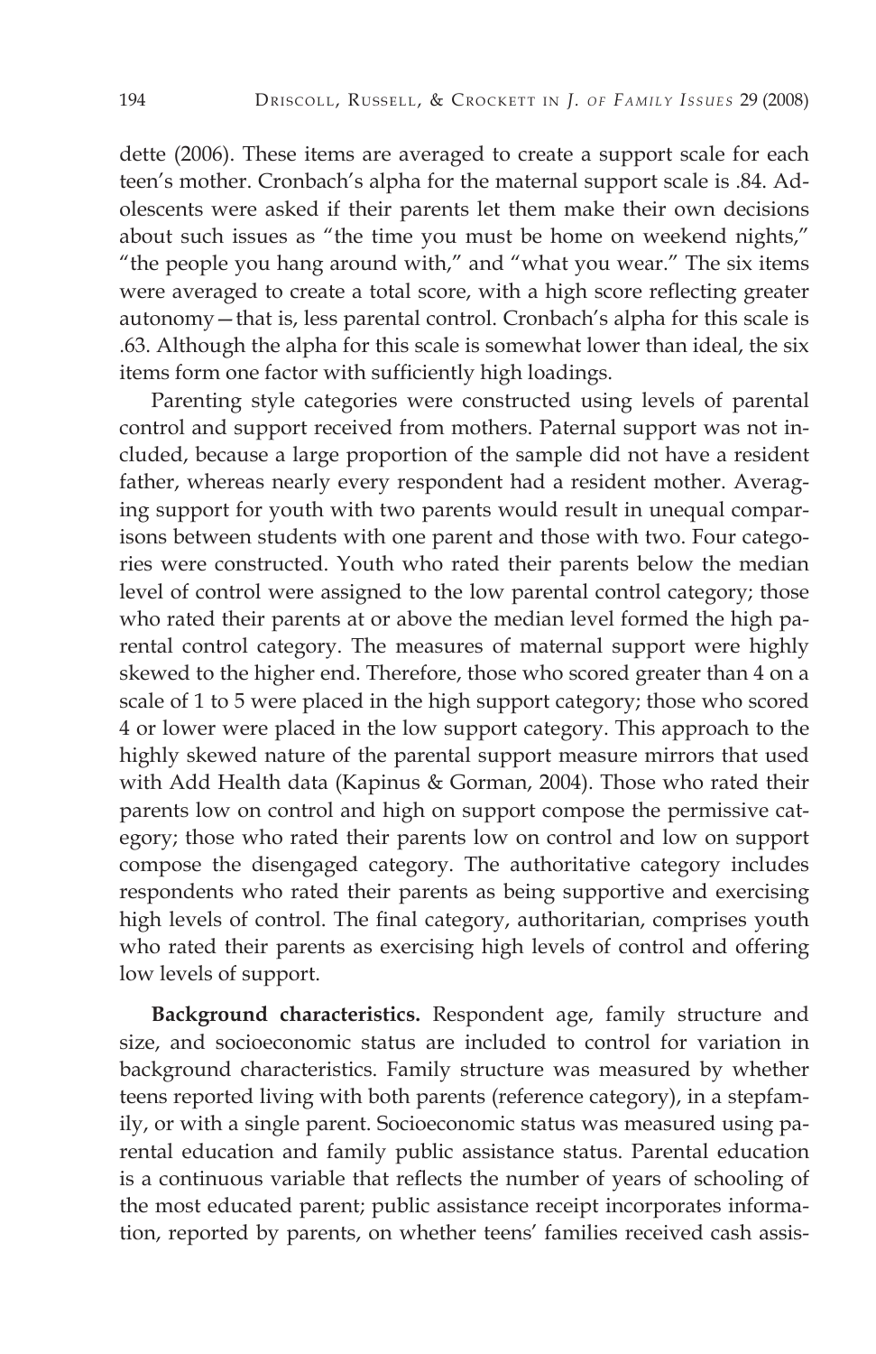dette (2006). These items are averaged to create a support scale for each teen's mother. Cronbach's alpha for the maternal support scale is .84. Adolescents were asked if their parents let them make their own decisions about such issues as "the time you must be home on weekend nights," "the people you hang around with," and "what you wear." The six items were averaged to create a total score, with a high score reflecting greater autonomy—that is, less parental control. Cronbach's alpha for this scale is .63. Although the alpha for this scale is somewhat lower than ideal, the six items form one factor with sufficiently high loadings.

Parenting style categories were constructed using levels of parental control and support received from mothers. Paternal support was not included, because a large proportion of the sample did not have a resident father, whereas nearly every respondent had a resident mother. Averaging support for youth with two parents would result in unequal comparisons between students with one parent and those with two. Four categories were constructed. Youth who rated their parents below the median level of control were assigned to the low parental control category; those who rated their parents at or above the median level formed the high parental control category. The measures of maternal support were highly skewed to the higher end. Therefore, those who scored greater than 4 on a scale of 1 to 5 were placed in the high support category; those who scored 4 or lower were placed in the low support category. This approach to the highly skewed nature of the parental support measure mirrors that used with Add Health data (Kapinus & Gorman, 2004). Those who rated their parents low on control and high on support compose the permissive category; those who rated their parents low on control and low on support compose the disengaged category. The authoritative category includes respondents who rated their parents as being supportive and exercising high levels of control. The final category, authoritarian, comprises youth who rated their parents as exercising high levels of control and offering low levels of support.

**Background characteristics.** Respondent age, family structure and size, and socioeconomic status are included to control for variation in background characteristics. Family structure was measured by whether teens reported living with both parents (reference category), in a stepfamily, or with a single parent. Socioeconomic status was measured using parental education and family public assistance status. Parental education is a continuous variable that reflects the number of years of schooling of the most educated parent; public assistance receipt incorporates information, reported by parents, on whether teens' families received cash assis-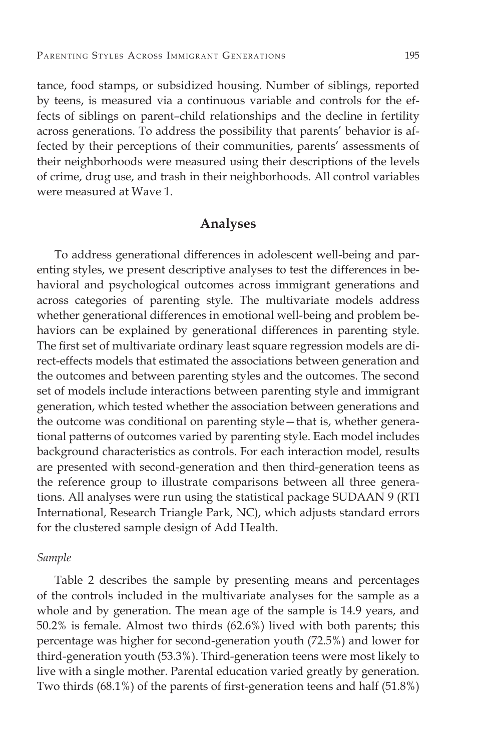tance, food stamps, or subsidized housing. Number of siblings, reported by teens, is measured via a continuous variable and controls for the effects of siblings on parent–child relationships and the decline in fertility across generations. To address the possibility that parents' behavior is affected by their perceptions of their communities, parents' assessments of their neighborhoods were measured using their descriptions of the levels of crime, drug use, and trash in their neighborhoods. All control variables were measured at Wave 1.

## Analyses

To address generational differences in adolescent well-being and parenting styles, we present descriptive analyses to test the differences in behavioral and psychological outcomes across immigrant generations and across categories of parenting style. The multivariate models address whether generational differences in emotional well-being and problem behaviors can be explained by generational differences in parenting style. The first set of multivariate ordinary least square regression models are direct-effects models that estimated the associations between generation and the outcomes and between parenting styles and the outcomes. The second set of models include interactions between parenting style and immigrant generation, which tested whether the association between generations and the outcome was conditional on parenting style—that is, whether generational patterns of outcomes varied by parenting style. Each model includes background characteristics as controls. For each interaction model, results are presented with second-generation and then third-generation teens as the reference group to illustrate comparisons between all three generations. All analyses were run using the statistical package SUDAAN 9 (RTI International, Research Triangle Park, NC), which adjusts standard errors for the clustered sample design of Add Health.

### *Sample*

Table 2 describes the sample by presenting means and percentages of the controls included in the multivariate analyses for the sample as a whole and by generation. The mean age of the sample is 14.9 years, and 50.2% is female. Almost two thirds (62.6%) lived with both parents; this percentage was higher for second-generation youth (72.5%) and lower for third-generation youth (53.3%). Third-generation teens were most likely to live with a single mother. Parental education varied greatly by generation. Two thirds (68.1%) of the parents of first-generation teens and half (51.8%)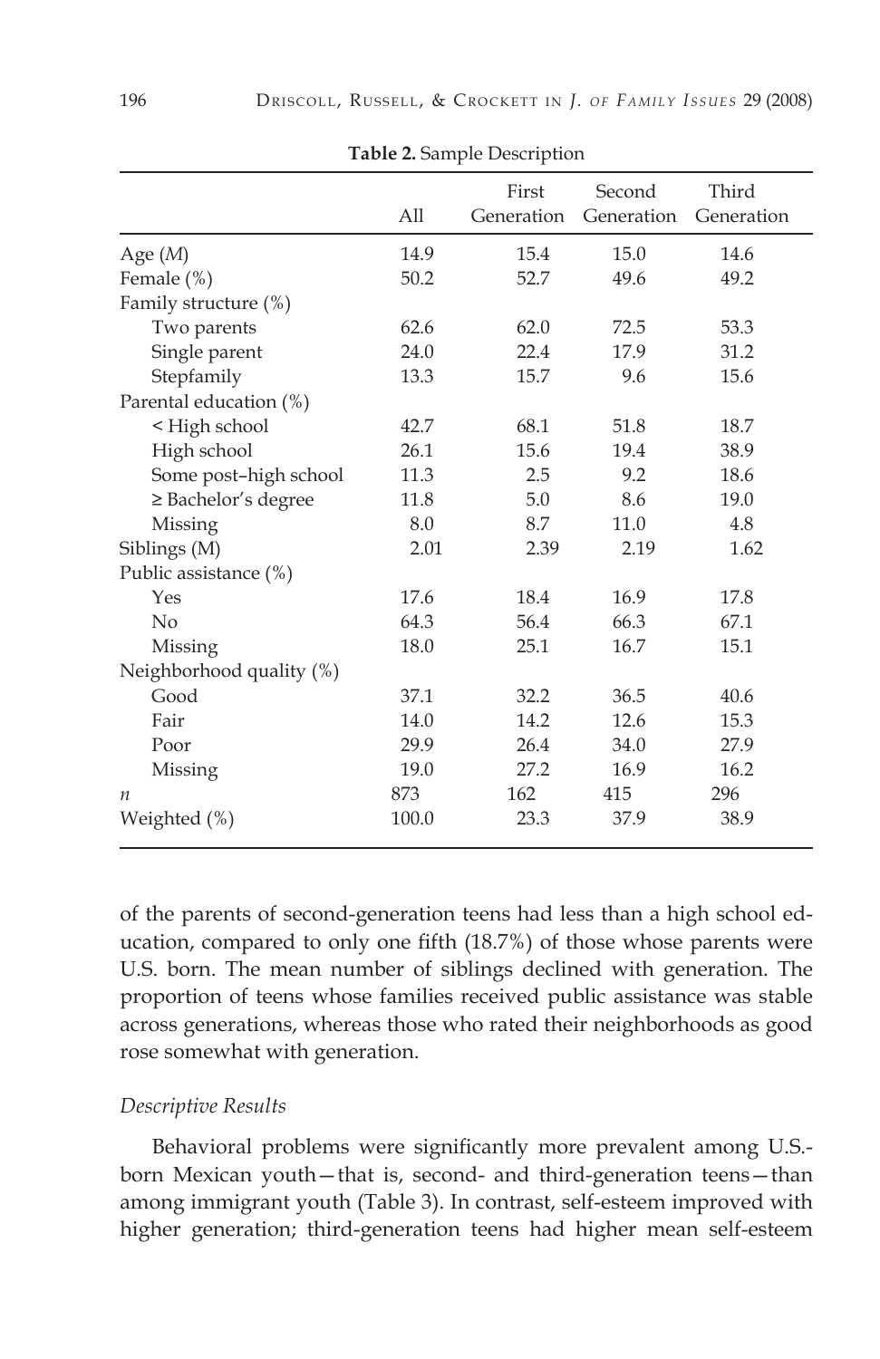**Table 2.** Sample Description

| | All | First Generation | Second Generation | Third Generation |
|---|---|---|---|---|
| Age (*M*) | 14.9 | 15.4 | 15.0 | 14.6 |
| Female (%) | 50.2 | 52.7 | 49.6 | 49.2 |
| Family structure (%) | | | | |
| Two parents | 62.6 | 62.0 | 72.5 | 53.3 |
| Single parent | 24.0 | 22.4 | 17.9 | 31.2 |
| Stepfamily | 13.3 | 15.7 | 9.6 | 15.6 |
| Parental education (%) | | | | |
| < High school | 42.7 | 68.1 | 51.8 | 18.7 |
| High school | 26.1 | 15.6 | 19.4 | 38.9 |
| Some post–high school | 11.3 | 2.5 | 9.2 | 18.6 |
| ≥ Bachelor's degree | 11.8 | 5.0 | 8.6 | 19.0 |
| Missing | 8.0 | 8.7 | 11.0 | 4.8 |
| Siblings (M) | 2.01 | 2.39 | 2.19 | 1.62 |
| Public assistance (%) | | | | |
| Yes | 17.6 | 18.4 | 16.9 | 17.8 |
| No | 64.3 | 56.4 | 66.3 | 67.1 |
| Missing | 18.0 | 25.1 | 16.7 | 15.1 |
| Neighborhood quality (%) | | | | |
| Good | 37.1 | 32.2 | 36.5 | 40.6 |
| Fair | 14.0 | 14.2 | 12.6 | 15.3 |
| Poor | 29.9 | 26.4 | 34.0 | 27.9 |
| Missing | 19.0 | 27.2 | 16.9 | 16.2 |
| *n* | 873 | 162 | 415 | 296 |
| Weighted (%) | 100.0 | 23.3 | 37.9 | 38.9 |

of the parents of second-generation teens had less than a high school education, compared to only one fifth (18.7%) of those whose parents were U.S. born. The mean number of siblings declined with generation. The proportion of teens whose families received public assistance was stable across generations, whereas those who rated their neighborhoods as good rose somewhat with generation.

### *Descriptive Results*

Behavioral problems were significantly more prevalent among U.S.-born Mexican youth—that is, second- and third-generation teens—than among immigrant youth (Table 3). In contrast, self-esteem improved with higher generation; third-generation teens had higher mean self-esteem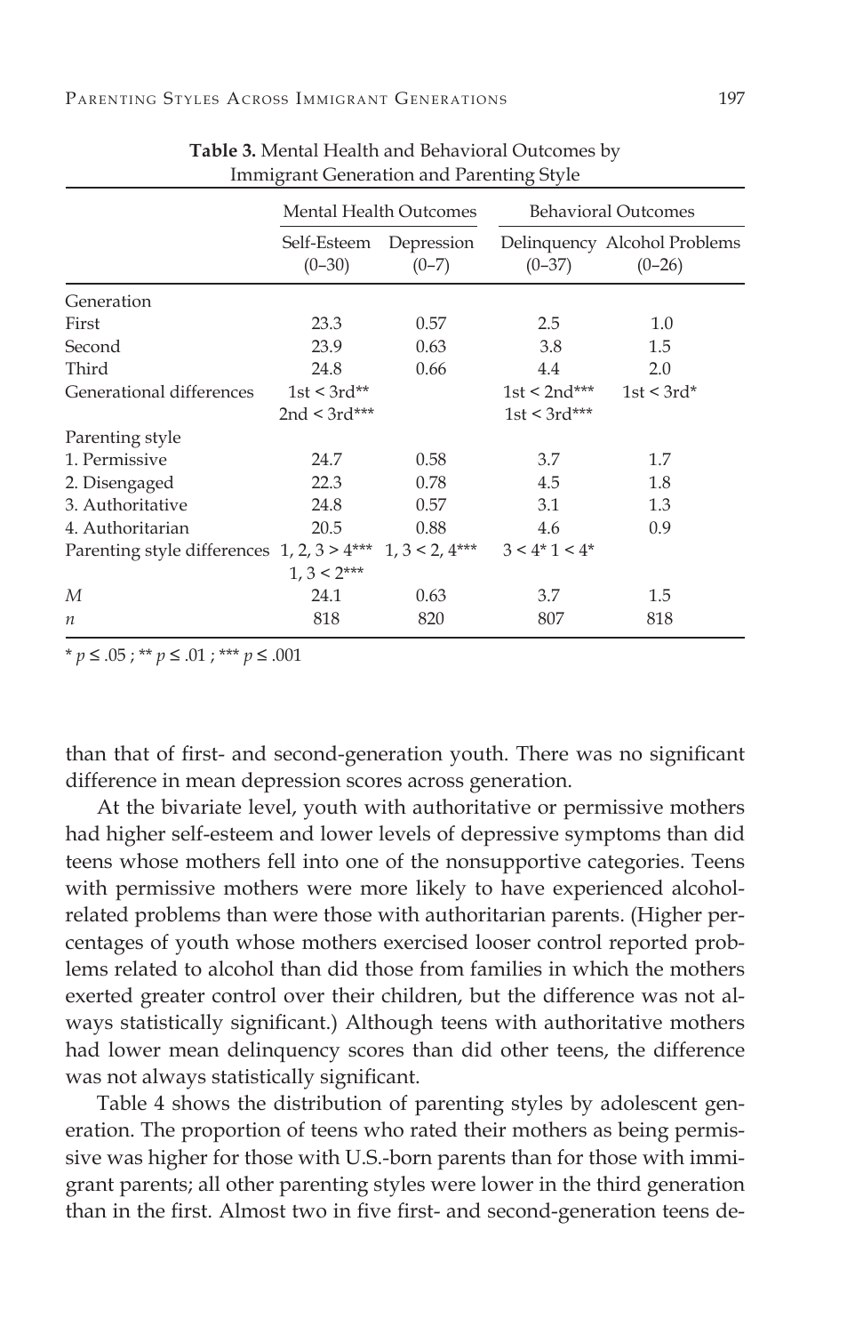**Table 3.** Mental Health and Behavioral Outcomes by Immigrant Generation and Parenting Style

| | Mental Health Outcomes | | Behavioral Outcomes | |
|---|---|---|---|---|
| | Self-Esteem (0–30) | Depression (0–7) | Delinquency (0–37) | Alcohol Problems (0–26) |
| Generation | | | | |
| First | 23.3 | 0.57 | 2.5 | 1.0 |
| Second | 23.9 | 0.63 | 3.8 | 1.5 |
| Third | 24.8 | 0.66 | 4.4 | 2.0 |
| Generational differences | 1st < 3rd** 2nd < 3rd*** | | 1st < 2nd*** 1st < 3rd*** | 1st < 3rd* |
| Parenting style | | | | |
| 1. Permissive | 24.7 | 0.58 | 3.7 | 1.7 |
| 2. Disengaged | 22.3 | 0.78 | 4.5 | 1.8 |
| 3. Authoritative | 24.8 | 0.57 | 3.1 | 1.3 |
| 4. Authoritarian | 20.5 | 0.88 | 4.6 | 0.9 |
| Parenting style differences | 1, 2, 3 > 4*** 1, 3 < 2*** | 1, 3 < 2, 4*** | 3 < 4* 1 < 4* | |
| *M* | 24.1 | 0.63 | 3.7 | 1.5 |
| *n* | 818 | 820 | 807 | 818 |

\* $p \leq .05$ ; ** $p \leq .01$ ; *** $p \leq .001$

than that of first- and second-generation youth. There was no significant difference in mean depression scores across generation.

At the bivariate level, youth with authoritative or permissive mothers had higher self-esteem and lower levels of depressive symptoms than did teens whose mothers fell into one of the nonsupportive categories. Teens with permissive mothers were more likely to have experienced alcohol-related problems than were those with authoritarian parents. (Higher percentages of youth whose mothers exercised looser control reported problems related to alcohol than did those from families in which the mothers exerted greater control over their children, but the difference was not always statistically significant.) Although teens with authoritative mothers had lower mean delinquency scores than did other teens, the difference was not always statistically significant.

Table 4 shows the distribution of parenting styles by adolescent generation. The proportion of teens who rated their mothers as being permissive was higher for those with U.S.-born parents than for those with immigrant parents; all other parenting styles were lower in the third generation than in the first. Almost two in five first- and second-generation teens de-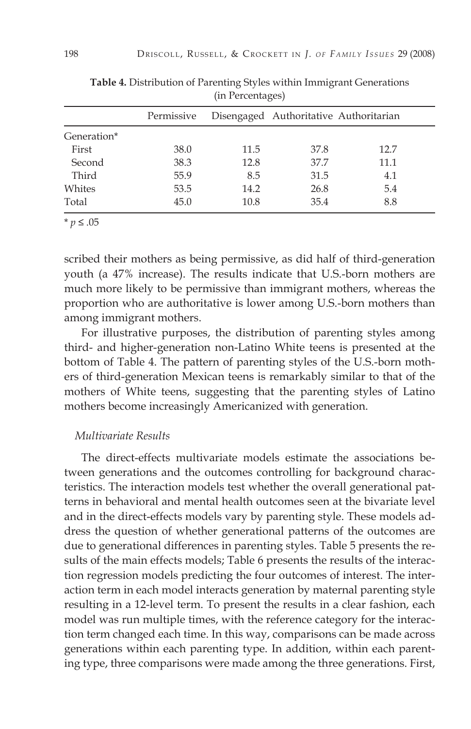**Table 4.** Distribution of Parenting Styles within Immigrant Generations (in Percentages)

| | Permissive | Disengaged | Authoritative | Authoritarian |
|---|---|---|---|---|
| Generation* | | | | |
| First | 38.0 | 11.5 | 37.8 | 12.7 |
| Second | 38.3 | 12.8 | 37.7 | 11.1 |
| Third | 55.9 | 8.5 | 31.5 | 4.1 |
| Whites | 53.5 | 14.2 | 26.8 | 5.4 |
| Total | 45.0 | 10.8 | 35.4 | 8.8 |

* $p \leq .05$

scribed their mothers as being permissive, as did half of third-generation youth (a 47% increase). The results indicate that U.S.-born mothers are much more likely to be permissive than immigrant mothers, whereas the proportion who are authoritative is lower among U.S.-born mothers than among immigrant mothers.

For illustrative purposes, the distribution of parenting styles among third- and higher-generation non-Latino White teens is presented at the bottom of Table 4. The pattern of parenting styles of the U.S.-born mothers of third-generation Mexican teens is remarkably similar to that of the mothers of White teens, suggesting that the parenting styles of Latino mothers become increasingly Americanized with generation.

*Multivariate Results*

The direct-effects multivariate models estimate the associations between generations and the outcomes controlling for background characteristics. The interaction models test whether the overall generational patterns in behavioral and mental health outcomes seen at the bivariate level and in the direct-effects models vary by parenting style. These models address the question of whether generational patterns of the outcomes are due to generational differences in parenting styles. Table 5 presents the results of the main effects models; Table 6 presents the results of the interaction regression models predicting the four outcomes of interest. The interaction term in each model interacts generation by maternal parenting style resulting in a 12-level term. To present the results in a clear fashion, each model was run multiple times, with the reference category for the interaction term changed each time. In this way, comparisons can be made across generations within each parenting type. In addition, within each parenting type, three comparisons were made among the three generations. First,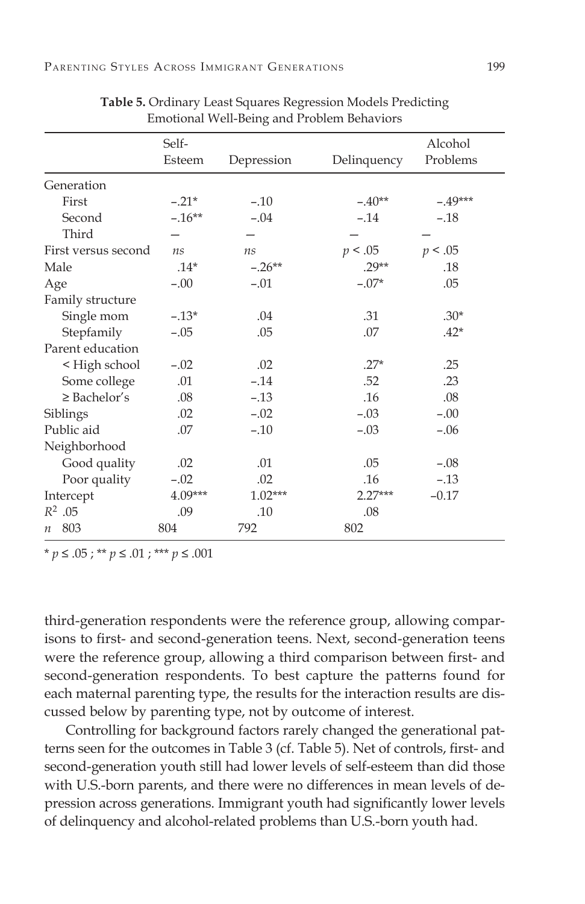**Table 5.** Ordinary Least Squares Regression Models Predicting Emotional Well-Being and Problem Behaviors

| | Self-Esteem | Depression | Delinquency | Alcohol Problems |
|---|---|---|---|---|
| Generation | | | | |
| First | −.21* | −.10 | −.40** | −.49*** |
| Second | −.16** | −.04 | −.14 | −.18 |
| Third | — | — | — | — |
| First versus second | *ns* | *ns* | $p < .05$ | $p < .05$ |
| Male | .14* | −.26** | .29** | .18 |
| Age | −.00 | −.01 | −.07* | .05 |
| Family structure | | | | |
| Single mom | −.13* | .04 | .31 | .30* |
| Stepfamily | −.05 | .05 | .07 | .42* |
| Parent education | | | | |
| < High school | −.02 | .02 | .27* | .25 |
| Some college | .01 | −.14 | .52 | .23 |
| ≥ Bachelor's | .08 | −.13 | .16 | .08 |
| Siblings | .02 | −.02 | −.03 | −.00 |
| Public aid | .07 | −.10 | −.03 | −.06 |
| Neighborhood | | | | |
| Good quality | .02 | .01 | .05 | −.08 |
| Poor quality | −.02 | .02 | .16 | −.13 |
| Intercept | 4.09*** | 1.02*** | 2.27*** | −0.17 |
| $R^2$ | .05 | .09 | .10 | .08 |
| $n$ | 803 | 804 | 792 | 802 |

* $p \leq .05$ ; ** $p \leq .01$ ; *** $p \leq .001$

third-generation respondents were the reference group, allowing comparisons to first- and second-generation teens. Next, second-generation teens were the reference group, allowing a third comparison between first- and second-generation respondents. To best capture the patterns found for each maternal parenting type, the results for the interaction results are discussed below by parenting type, not by outcome of interest.

Controlling for background factors rarely changed the generational patterns seen for the outcomes in Table 3 (cf. Table 5). Net of controls, first- and second-generation youth still had lower levels of self-esteem than did those with U.S.-born parents, and there were no differences in mean levels of depression across generations. Immigrant youth had significantly lower levels of delinquency and alcohol-related problems than U.S.-born youth had.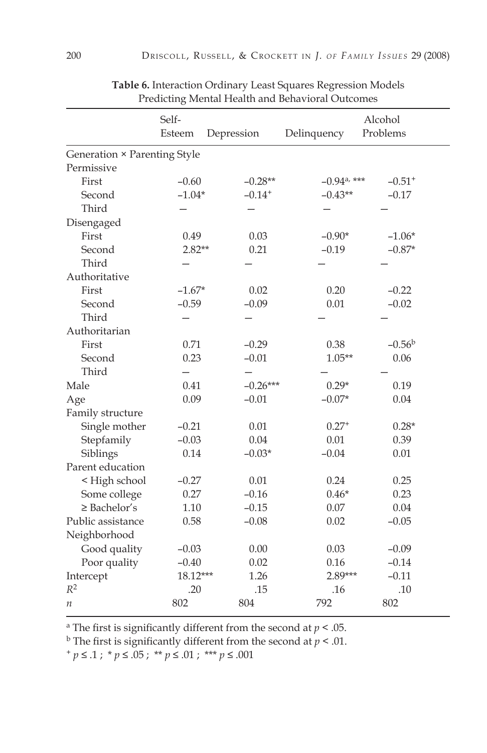**Table 6.** Interaction Ordinary Least Squares Regression Models Predicting Mental Health and Behavioral Outcomes

| | Self-Esteem | Depression | Delinquency | Alcohol Problems |
|---|---|---|---|---|
| Generation × Parenting Style | | | | |
| Permissive | | | | |
| First | –0.60 | –0.28** | –0.94[a], *** | –0.51⁺ |
| Second | –1.04* | –0.14⁺ | –0.43** | –0.17 |
| Third | — | — | — | — |
| Disengaged | | | | |
| First | 0.49 | 0.03 | –0.90* | –1.06* |
| Second | 2.82** | 0.21 | –0.19 | –0.87* |
| Third | — | — | — | — |
| Authoritative | | | | |
| First | –1.67* | 0.02 | 0.20 | –0.22 |
| Second | –0.59 | –0.09 | 0.01 | –0.02 |
| Third | — | — | — | — |
| Authoritarian | | | | |
| First | 0.71 | –0.29 | 0.38 | –0.56[b] |
| Second | 0.23 | –0.01 | 1.05** | 0.06 |
| Third | — | — | — | — |
| Male | 0.41 | –0.26*** | 0.29* | 0.19 |
| Age | 0.09 | –0.01 | –0.07* | 0.04 |
| Family structure | | | | |
| Single mother | –0.21 | 0.01 | 0.27⁺ | 0.28* |
| Stepfamily | –0.03 | 0.04 | 0.01 | 0.39 |
| Siblings | 0.14 | –0.03* | –0.04 | 0.01 |
| Parent education | | | | |
| < High school | –0.27 | 0.01 | 0.24 | 0.25 |
| Some college | 0.27 | –0.16 | 0.46* | 0.23 |
| ≥ Bachelor's | 1.10 | –0.15 | 0.07 | 0.04 |
| Public assistance | 0.58 | –0.08 | 0.02 | –0.05 |
| Neighborhood | | | | |
| Good quality | –0.03 | 0.00 | 0.03 | –0.09 |
| Poor quality | –0.40 | 0.02 | 0.16 | –0.14 |
| Intercept | 18.12*** | 1.26 | 2.89*** | –0.11 |
| $R^2$ | .20 | .15 | .16 | .10 |
| $n$ | 802 | 804 | 792 | 802 |

[a] The first is significantly different from the second at $p < .05$.
[b] The first is significantly different from the second at $p < .01$.
⁺ $p \leq .1$ ; * $p \leq .05$ ; ** $p \leq .01$ ; *** $p \leq .001$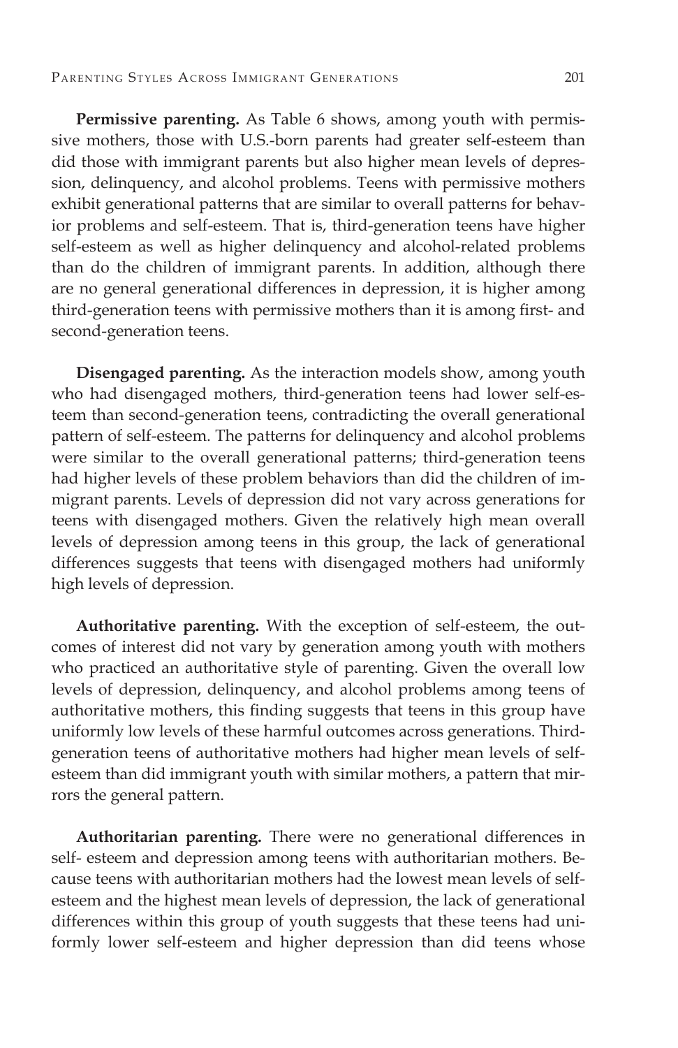**Permissive parenting.** As Table 6 shows, among youth with permissive mothers, those with U.S.-born parents had greater self-esteem than did those with immigrant parents but also higher mean levels of depression, delinquency, and alcohol problems. Teens with permissive mothers exhibit generational patterns that are similar to overall patterns for behavior problems and self-esteem. That is, third-generation teens have higher self-esteem as well as higher delinquency and alcohol-related problems than do the children of immigrant parents. In addition, although there are no general generational differences in depression, it is higher among third-generation teens with permissive mothers than it is among first- and second-generation teens.

**Disengaged parenting.** As the interaction models show, among youth who had disengaged mothers, third-generation teens had lower self-esteem than second-generation teens, contradicting the overall generational pattern of self-esteem. The patterns for delinquency and alcohol problems were similar to the overall generational patterns; third-generation teens had higher levels of these problem behaviors than did the children of immigrant parents. Levels of depression did not vary across generations for teens with disengaged mothers. Given the relatively high mean overall levels of depression among teens in this group, the lack of generational differences suggests that teens with disengaged mothers had uniformly high levels of depression.

**Authoritative parenting.** With the exception of self-esteem, the outcomes of interest did not vary by generation among youth with mothers who practiced an authoritative style of parenting. Given the overall low levels of depression, delinquency, and alcohol problems among teens of authoritative mothers, this finding suggests that teens in this group have uniformly low levels of these harmful outcomes across generations. Third-generation teens of authoritative mothers had higher mean levels of self-esteem than did immigrant youth with similar mothers, a pattern that mirrors the general pattern.

**Authoritarian parenting.** There were no generational differences in self- esteem and depression among teens with authoritarian mothers. Because teens with authoritarian mothers had the lowest mean levels of self-esteem and the highest mean levels of depression, the lack of generational differences within this group of youth suggests that these teens had uniformly lower self-esteem and higher depression than did teens whose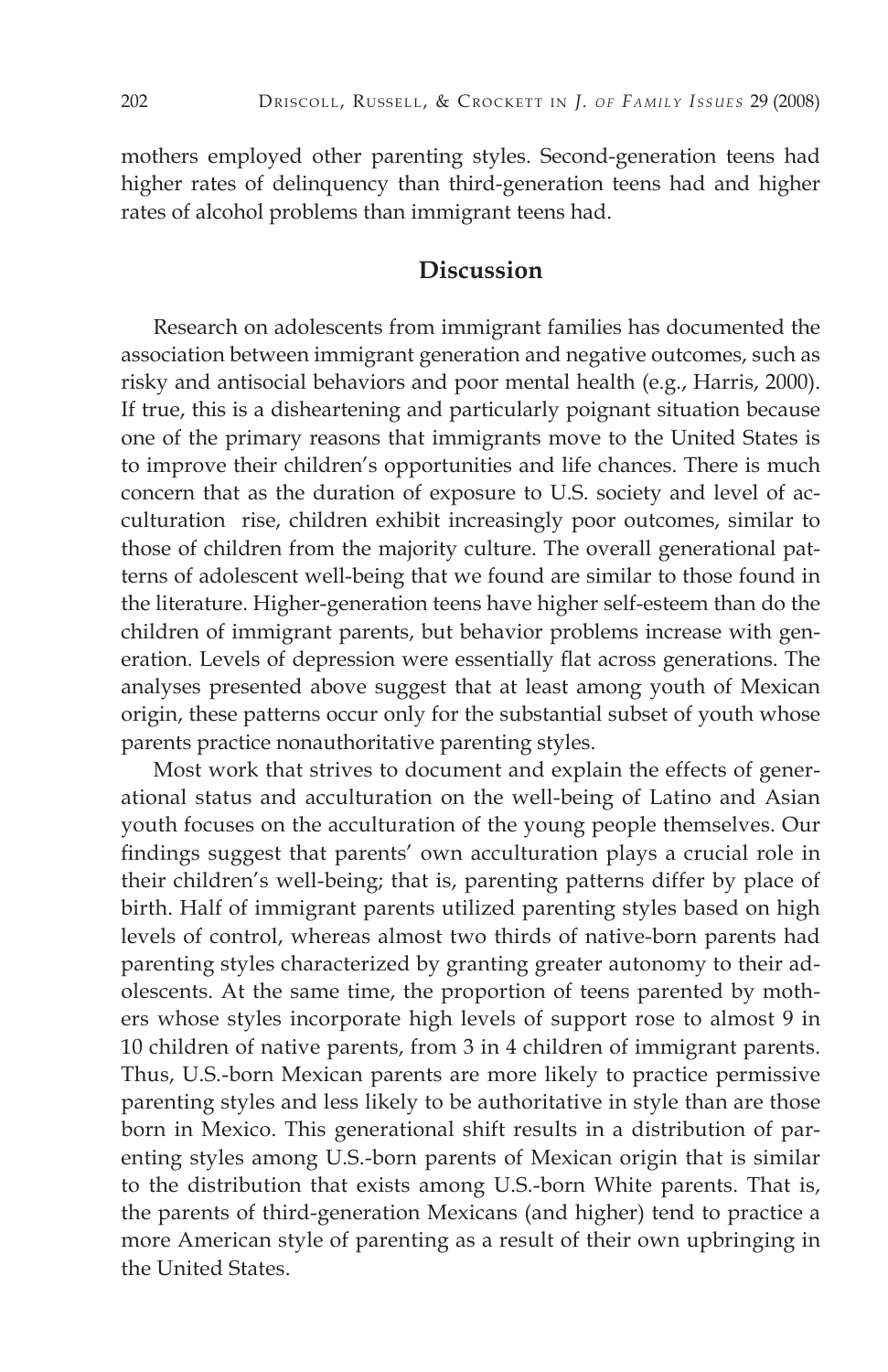mothers employed other parenting styles. Second-generation teens had higher rates of delinquency than third-generation teens had and higher rates of alcohol problems than immigrant teens had.

## Discussion

Research on adolescents from immigrant families has documented the association between immigrant generation and negative outcomes, such as risky and antisocial behaviors and poor mental health (e.g., Harris, 2000). If true, this is a disheartening and particularly poignant situation because one of the primary reasons that immigrants move to the United States is to improve their children's opportunities and life chances. There is much concern that as the duration of exposure to U.S. society and level of acculturation rise, children exhibit increasingly poor outcomes, similar to those of children from the majority culture. The overall generational patterns of adolescent well-being that we found are similar to those found in the literature. Higher-generation teens have higher self-esteem than do the children of immigrant parents, but behavior problems increase with generation. Levels of depression were essentially flat across generations. The analyses presented above suggest that at least among youth of Mexican origin, these patterns occur only for the substantial subset of youth whose parents practice nonauthoritative parenting styles.

Most work that strives to document and explain the effects of generational status and acculturation on the well-being of Latino and Asian youth focuses on the acculturation of the young people themselves. Our findings suggest that parents' own acculturation plays a crucial role in their children's well-being; that is, parenting patterns differ by place of birth. Half of immigrant parents utilized parenting styles based on high levels of control, whereas almost two thirds of native-born parents had parenting styles characterized by granting greater autonomy to their adolescents. At the same time, the proportion of teens parented by mothers whose styles incorporate high levels of support rose to almost 9 in 10 children of native parents, from 3 in 4 children of immigrant parents. Thus, U.S.-born Mexican parents are more likely to practice permissive parenting styles and less likely to be authoritative in style than are those born in Mexico. This generational shift results in a distribution of parenting styles among U.S.-born parents of Mexican origin that is similar to the distribution that exists among U.S.-born White parents. That is, the parents of third-generation Mexicans (and higher) tend to practice a more American style of parenting as a result of their own upbringing in the United States.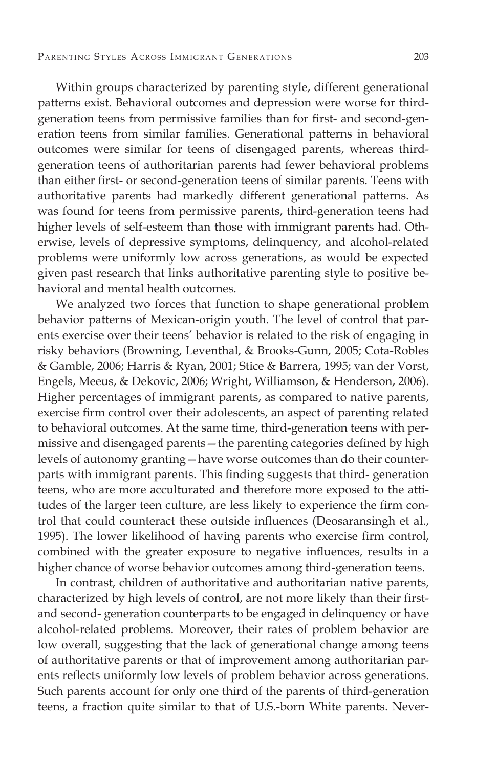Within groups characterized by parenting style, different generational patterns exist. Behavioral outcomes and depression were worse for third-generation teens from permissive families than for first- and second-generation teens from similar families. Generational patterns in behavioral outcomes were similar for teens of disengaged parents, whereas third-generation teens of authoritarian parents had fewer behavioral problems than either first- or second-generation teens of similar parents. Teens with authoritative parents had markedly different generational patterns. As was found for teens from permissive parents, third-generation teens had higher levels of self-esteem than those with immigrant parents had. Otherwise, levels of depressive symptoms, delinquency, and alcohol-related problems were uniformly low across generations, as would be expected given past research that links authoritative parenting style to positive behavioral and mental health outcomes.

We analyzed two forces that function to shape generational problem behavior patterns of Mexican-origin youth. The level of control that parents exercise over their teens' behavior is related to the risk of engaging in risky behaviors (Browning, Leventhal, & Brooks-Gunn, 2005; Cota-Robles & Gamble, 2006; Harris & Ryan, 2001; Stice & Barrera, 1995; van der Vorst, Engels, Meeus, & Dekovic, 2006; Wright, Williamson, & Henderson, 2006). Higher percentages of immigrant parents, as compared to native parents, exercise firm control over their adolescents, an aspect of parenting related to behavioral outcomes. At the same time, third-generation teens with permissive and disengaged parents—the parenting categories defined by high levels of autonomy granting—have worse outcomes than do their counterparts with immigrant parents. This finding suggests that third- generation teens, who are more acculturated and therefore more exposed to the attitudes of the larger teen culture, are less likely to experience the firm control that could counteract these outside influences (Deosaransingh et al., 1995). The lower likelihood of having parents who exercise firm control, combined with the greater exposure to negative influences, results in a higher chance of worse behavior outcomes among third-generation teens.

In contrast, children of authoritative and authoritarian native parents, characterized by high levels of control, are not more likely than their first- and second- generation counterparts to be engaged in delinquency or have alcohol-related problems. Moreover, their rates of problem behavior are low overall, suggesting that the lack of generational change among teens of authoritative parents or that of improvement among authoritarian parents reflects uniformly low levels of problem behavior across generations. Such parents account for only one third of the parents of third-generation teens, a fraction quite similar to that of U.S.-born White parents. Never-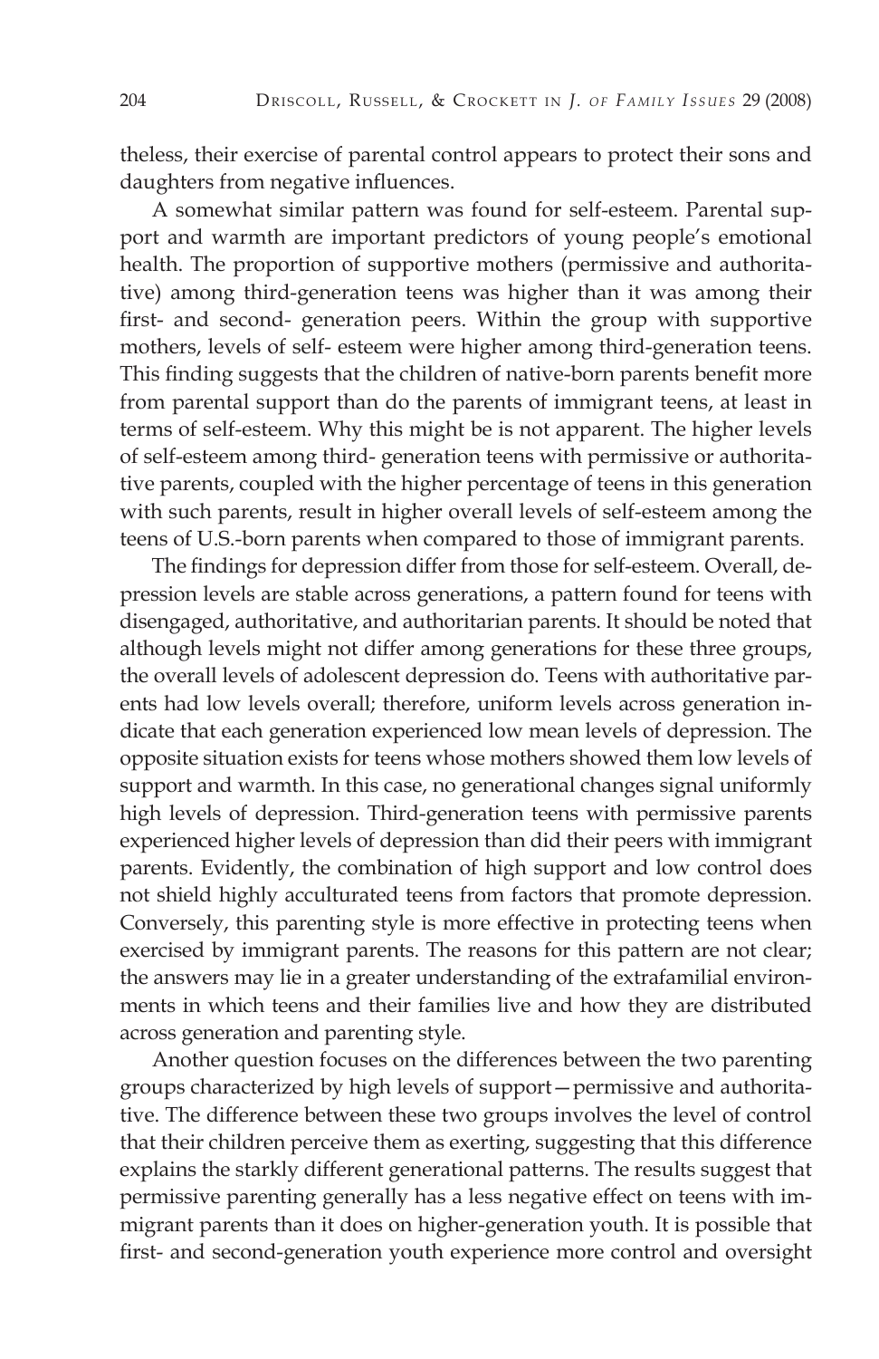theless, their exercise of parental control appears to protect their sons and daughters from negative influences.

A somewhat similar pattern was found for self-esteem. Parental support and warmth are important predictors of young people's emotional health. The proportion of supportive mothers (permissive and authoritative) among third-generation teens was higher than it was among their first- and second- generation peers. Within the group with supportive mothers, levels of self- esteem were higher among third-generation teens. This finding suggests that the children of native-born parents benefit more from parental support than do the parents of immigrant teens, at least in terms of self-esteem. Why this might be is not apparent. The higher levels of self-esteem among third- generation teens with permissive or authoritative parents, coupled with the higher percentage of teens in this generation with such parents, result in higher overall levels of self-esteem among the teens of U.S.-born parents when compared to those of immigrant parents.

The findings for depression differ from those for self-esteem. Overall, depression levels are stable across generations, a pattern found for teens with disengaged, authoritative, and authoritarian parents. It should be noted that although levels might not differ among generations for these three groups, the overall levels of adolescent depression do. Teens with authoritative parents had low levels overall; therefore, uniform levels across generation indicate that each generation experienced low mean levels of depression. The opposite situation exists for teens whose mothers showed them low levels of support and warmth. In this case, no generational changes signal uniformly high levels of depression. Third-generation teens with permissive parents experienced higher levels of depression than did their peers with immigrant parents. Evidently, the combination of high support and low control does not shield highly acculturated teens from factors that promote depression. Conversely, this parenting style is more effective in protecting teens when exercised by immigrant parents. The reasons for this pattern are not clear; the answers may lie in a greater understanding of the extrafamilial environments in which teens and their families live and how they are distributed across generation and parenting style.

Another question focuses on the differences between the two parenting groups characterized by high levels of support—permissive and authoritative. The difference between these two groups involves the level of control that their children perceive them as exerting, suggesting that this difference explains the starkly different generational patterns. The results suggest that permissive parenting generally has a less negative effect on teens with immigrant parents than it does on higher-generation youth. It is possible that first- and second-generation youth experience more control and oversight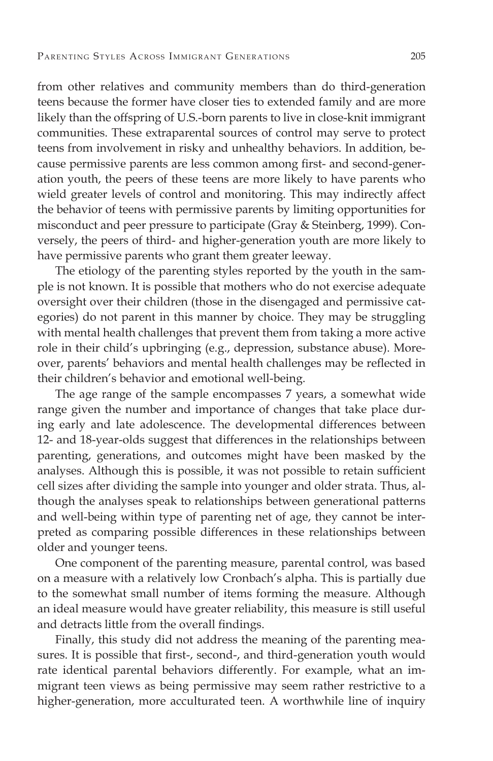from other relatives and community members than do third-generation teens because the former have closer ties to extended family and are more likely than the offspring of U.S.-born parents to live in close-knit immigrant communities. These extraparental sources of control may serve to protect teens from involvement in risky and unhealthy behaviors. In addition, because permissive parents are less common among first- and second-generation youth, the peers of these teens are more likely to have parents who wield greater levels of control and monitoring. This may indirectly affect the behavior of teens with permissive parents by limiting opportunities for misconduct and peer pressure to participate (Gray & Steinberg, 1999). Conversely, the peers of third- and higher-generation youth are more likely to have permissive parents who grant them greater leeway.

The etiology of the parenting styles reported by the youth in the sample is not known. It is possible that mothers who do not exercise adequate oversight over their children (those in the disengaged and permissive categories) do not parent in this manner by choice. They may be struggling with mental health challenges that prevent them from taking a more active role in their child's upbringing (e.g., depression, substance abuse). Moreover, parents' behaviors and mental health challenges may be reflected in their children's behavior and emotional well-being.

The age range of the sample encompasses 7 years, a somewhat wide range given the number and importance of changes that take place during early and late adolescence. The developmental differences between 12- and 18-year-olds suggest that differences in the relationships between parenting, generations, and outcomes might have been masked by the analyses. Although this is possible, it was not possible to retain sufficient cell sizes after dividing the sample into younger and older strata. Thus, although the analyses speak to relationships between generational patterns and well-being within type of parenting net of age, they cannot be interpreted as comparing possible differences in these relationships between older and younger teens.

One component of the parenting measure, parental control, was based on a measure with a relatively low Cronbach's alpha. This is partially due to the somewhat small number of items forming the measure. Although an ideal measure would have greater reliability, this measure is still useful and detracts little from the overall findings.

Finally, this study did not address the meaning of the parenting measures. It is possible that first-, second-, and third-generation youth would rate identical parental behaviors differently. For example, what an immigrant teen views as being permissive may seem rather restrictive to a higher-generation, more acculturated teen. A worthwhile line of inquiry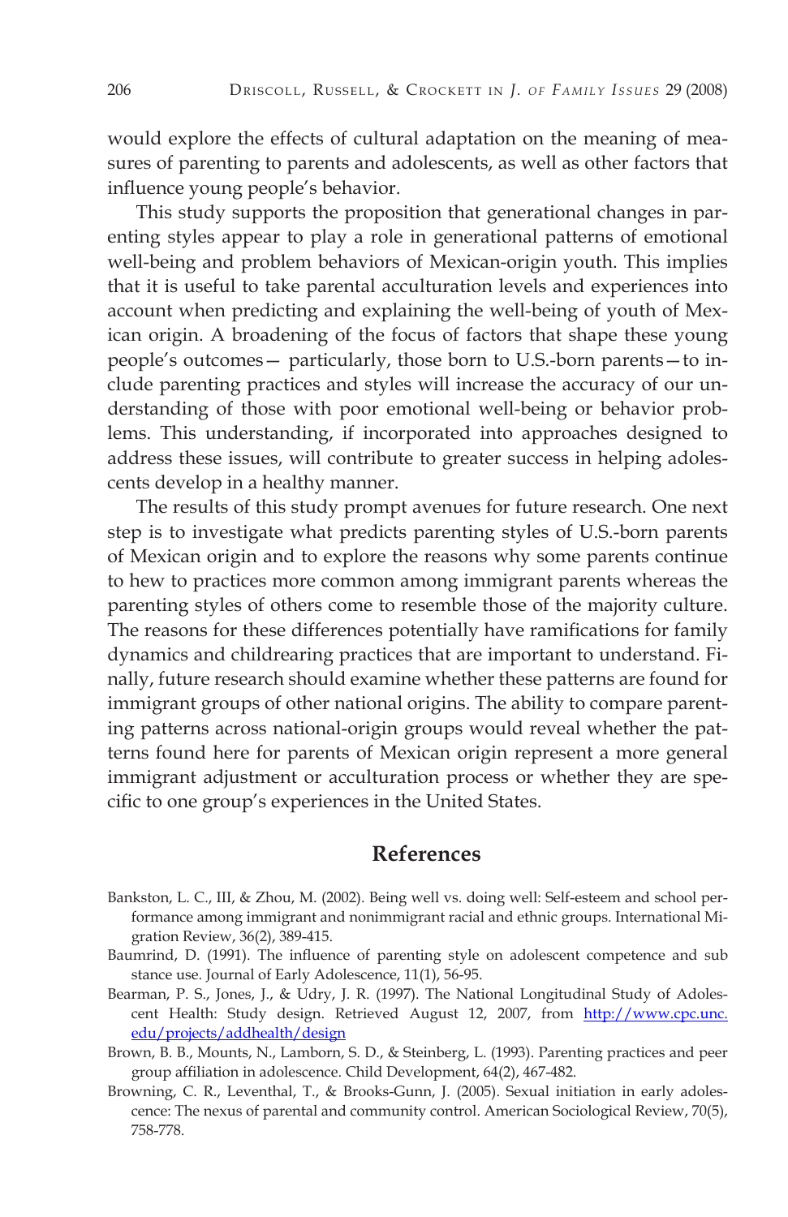would explore the effects of cultural adaptation on the meaning of measures of parenting to parents and adolescents, as well as other factors that influence young people's behavior.

This study supports the proposition that generational changes in parenting styles appear to play a role in generational patterns of emotional well-being and problem behaviors of Mexican-origin youth. This implies that it is useful to take parental acculturation levels and experiences into account when predicting and explaining the well-being of youth of Mexican origin. A broadening of the focus of factors that shape these young people's outcomes— particularly, those born to U.S.-born parents—to include parenting practices and styles will increase the accuracy of our understanding of those with poor emotional well-being or behavior problems. This understanding, if incorporated into approaches designed to address these issues, will contribute to greater success in helping adolescents develop in a healthy manner.

The results of this study prompt avenues for future research. One next step is to investigate what predicts parenting styles of U.S.-born parents of Mexican origin and to explore the reasons why some parents continue to hew to practices more common among immigrant parents whereas the parenting styles of others come to resemble those of the majority culture. The reasons for these differences potentially have ramifications for family dynamics and childrearing practices that are important to understand. Finally, future research should examine whether these patterns are found for immigrant groups of other national origins. The ability to compare parenting patterns across national-origin groups would reveal whether the patterns found here for parents of Mexican origin represent a more general immigrant adjustment or acculturation process or whether they are specific to one group's experiences in the United States.

## References

Bankston, L. C., III, & Zhou, M. (2002). Being well vs. doing well: Self-esteem and school performance among immigrant and nonimmigrant racial and ethnic groups. International Migration Review, 36(2), 389-415.

Baumrind, D. (1991). The influence of parenting style on adolescent competence and sub stance use. Journal of Early Adolescence, 11(1), 56-95.

Bearman, P. S., Jones, J., & Udry, J. R. (1997). The National Longitudinal Study of Adolescent Health: Study design. Retrieved August 12, 2007, from http://www.cpc.unc.edu/projects/addhealth/design

Brown, B. B., Mounts, N., Lamborn, S. D., & Steinberg, L. (1993). Parenting practices and peer group affiliation in adolescence. Child Development, 64(2), 467-482.

Browning, C. R., Leventhal, T., & Brooks-Gunn, J. (2005). Sexual initiation in early adolescence: The nexus of parental and community control. American Sociological Review, 70(5), 758-778.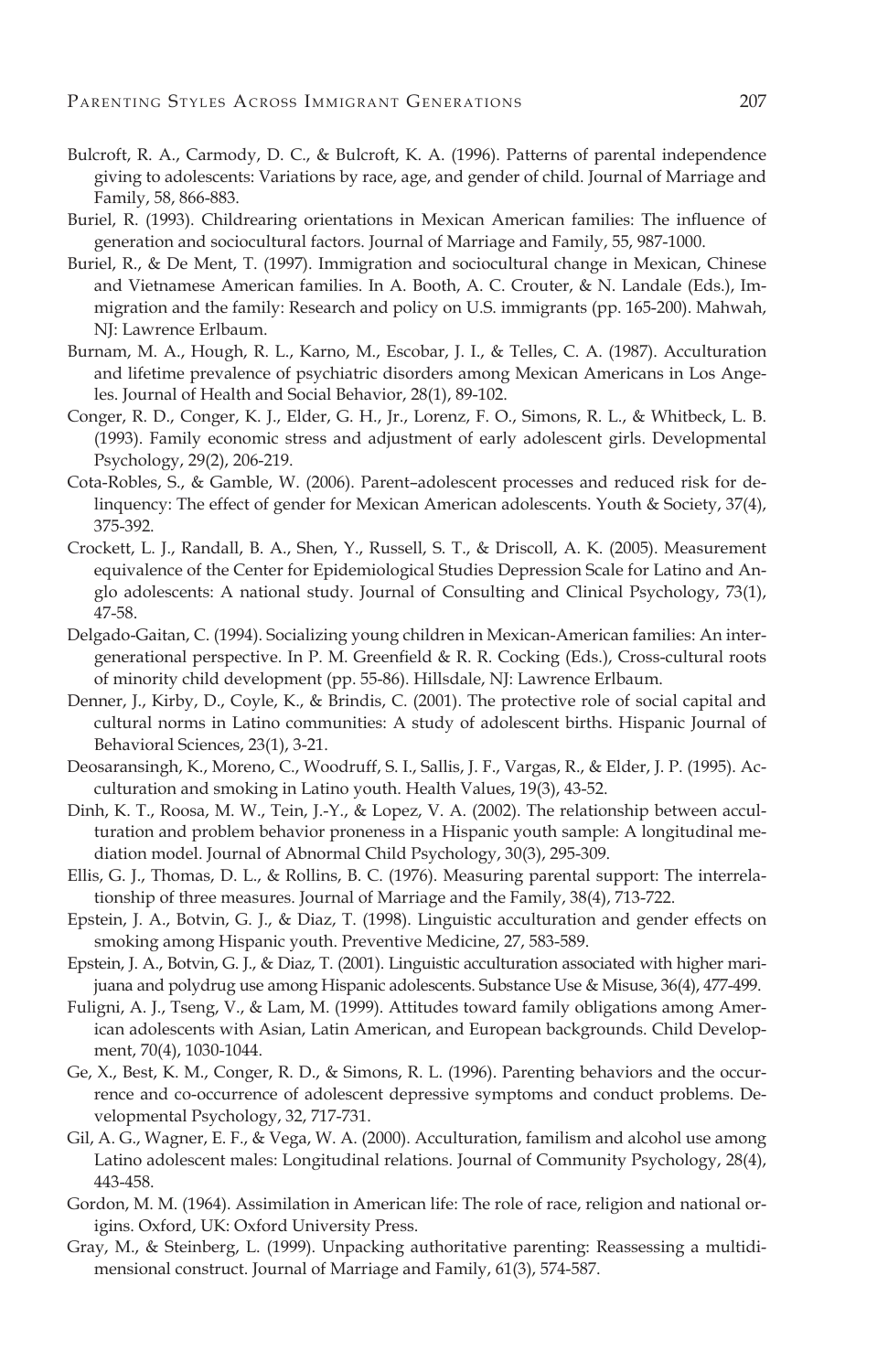Bulcroft, R. A., Carmody, D. C., & Bulcroft, K. A. (1996). Patterns of parental independence giving to adolescents: Variations by race, age, and gender of child. Journal of Marriage and Family, 58, 866-883.

Buriel, R. (1993). Childrearing orientations in Mexican American families: The influence of generation and sociocultural factors. Journal of Marriage and Family, 55, 987-1000.

Buriel, R., & De Ment, T. (1997). Immigration and sociocultural change in Mexican, Chinese and Vietnamese American families. In A. Booth, A. C. Crouter, & N. Landale (Eds.), Immigration and the family: Research and policy on U.S. immigrants (pp. 165-200). Mahwah, NJ: Lawrence Erlbaum.

Burnam, M. A., Hough, R. L., Karno, M., Escobar, J. I., & Telles, C. A. (1987). Acculturation and lifetime prevalence of psychiatric disorders among Mexican Americans in Los Angeles. Journal of Health and Social Behavior, 28(1), 89-102.

Conger, R. D., Conger, K. J., Elder, G. H., Jr., Lorenz, F. O., Simons, R. L., & Whitbeck, L. B. (1993). Family economic stress and adjustment of early adolescent girls. Developmental Psychology, 29(2), 206-219.

Cota-Robles, S., & Gamble, W. (2006). Parent–adolescent processes and reduced risk for delinquency: The effect of gender for Mexican American adolescents. Youth & Society, 37(4), 375-392.

Crockett, L. J., Randall, B. A., Shen, Y., Russell, S. T., & Driscoll, A. K. (2005). Measurement equivalence of the Center for Epidemiological Studies Depression Scale for Latino and Anglo adolescents: A national study. Journal of Consulting and Clinical Psychology, 73(1), 47-58.

Delgado-Gaitan, C. (1994). Socializing young children in Mexican-American families: An intergenerational perspective. In P. M. Greenfield & R. R. Cocking (Eds.), Cross-cultural roots of minority child development (pp. 55-86). Hillsdale, NJ: Lawrence Erlbaum.

Denner, J., Kirby, D., Coyle, K., & Brindis, C. (2001). The protective role of social capital and cultural norms in Latino communities: A study of adolescent births. Hispanic Journal of Behavioral Sciences, 23(1), 3-21.

Deosaransingh, K., Moreno, C., Woodruff, S. I., Sallis, J. F., Vargas, R., & Elder, J. P. (1995). Acculturation and smoking in Latino youth. Health Values, 19(3), 43-52.

Dinh, K. T., Roosa, M. W., Tein, J.-Y., & Lopez, V. A. (2002). The relationship between acculturation and problem behavior proneness in a Hispanic youth sample: A longitudinal mediation model. Journal of Abnormal Child Psychology, 30(3), 295-309.

Ellis, G. J., Thomas, D. L., & Rollins, B. C. (1976). Measuring parental support: The interrelationship of three measures. Journal of Marriage and the Family, 38(4), 713-722.

Epstein, J. A., Botvin, G. J., & Diaz, T. (1998). Linguistic acculturation and gender effects on smoking among Hispanic youth. Preventive Medicine, 27, 583-589.

Epstein, J. A., Botvin, G. J., & Diaz, T. (2001). Linguistic acculturation associated with higher marijuana and polydrug use among Hispanic adolescents. Substance Use & Misuse, 36(4), 477-499.

Fuligni, A. J., Tseng, V., & Lam, M. (1999). Attitudes toward family obligations among American adolescents with Asian, Latin American, and European backgrounds. Child Development, 70(4), 1030-1044.

Ge, X., Best, K. M., Conger, R. D., & Simons, R. L. (1996). Parenting behaviors and the occurrence and co-occurrence of adolescent depressive symptoms and conduct problems. Developmental Psychology, 32, 717-731.

Gil, A. G., Wagner, E. F., & Vega, W. A. (2000). Acculturation, familism and alcohol use among Latino adolescent males: Longitudinal relations. Journal of Community Psychology, 28(4), 443-458.

Gordon, M. M. (1964). Assimilation in American life: The role of race, religion and national origins. Oxford, UK: Oxford University Press.

Gray, M., & Steinberg, L. (1999). Unpacking authoritative parenting: Reassessing a multidimensional construct. Journal of Marriage and Family, 61(3), 574-587.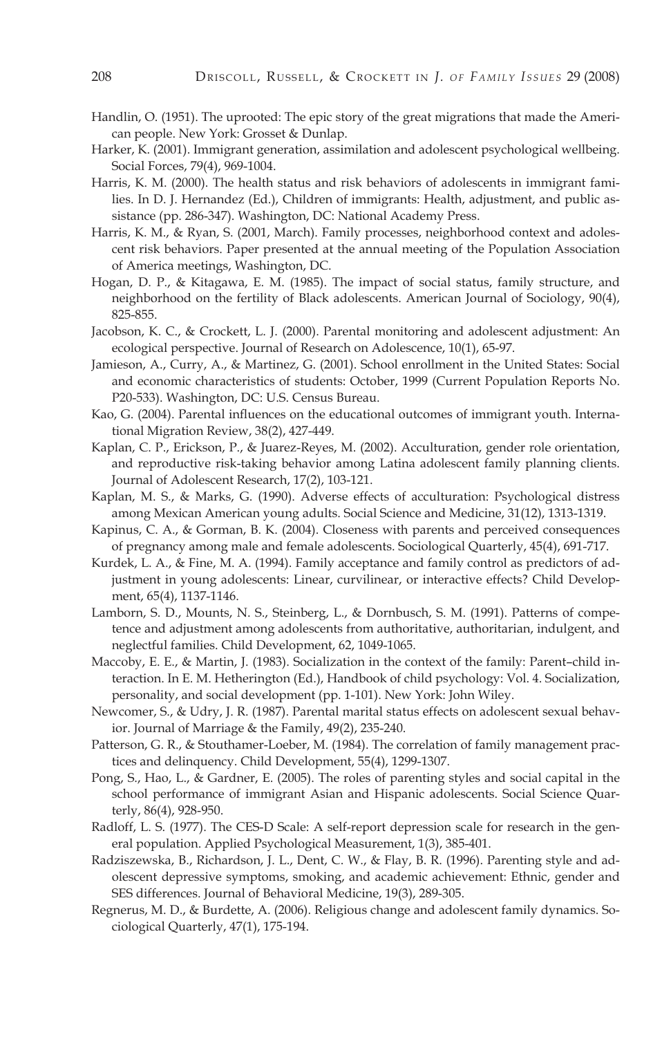Handlin, O. (1951). The uprooted: The epic story of the great migrations that made the American people. New York: Grosset & Dunlap.

Harker, K. (2001). Immigrant generation, assimilation and adolescent psychological wellbeing. Social Forces, 79(4), 969-1004.

Harris, K. M. (2000). The health status and risk behaviors of adolescents in immigrant families. In D. J. Hernandez (Ed.), Children of immigrants: Health, adjustment, and public assistance (pp. 286-347). Washington, DC: National Academy Press.

Harris, K. M., & Ryan, S. (2001, March). Family processes, neighborhood context and adolescent risk behaviors. Paper presented at the annual meeting of the Population Association of America meetings, Washington, DC.

Hogan, D. P., & Kitagawa, E. M. (1985). The impact of social status, family structure, and neighborhood on the fertility of Black adolescents. American Journal of Sociology, 90(4), 825-855.

Jacobson, K. C., & Crockett, L. J. (2000). Parental monitoring and adolescent adjustment: An ecological perspective. Journal of Research on Adolescence, 10(1), 65-97.

Jamieson, A., Curry, A., & Martinez, G. (2001). School enrollment in the United States: Social and economic characteristics of students: October, 1999 (Current Population Reports No. P20-533). Washington, DC: U.S. Census Bureau.

Kao, G. (2004). Parental influences on the educational outcomes of immigrant youth. International Migration Review, 38(2), 427-449.

Kaplan, C. P., Erickson, P., & Juarez-Reyes, M. (2002). Acculturation, gender role orientation, and reproductive risk-taking behavior among Latina adolescent family planning clients. Journal of Adolescent Research, 17(2), 103-121.

Kaplan, M. S., & Marks, G. (1990). Adverse effects of acculturation: Psychological distress among Mexican American young adults. Social Science and Medicine, 31(12), 1313-1319.

Kapinus, C. A., & Gorman, B. K. (2004). Closeness with parents and perceived consequences of pregnancy among male and female adolescents. Sociological Quarterly, 45(4), 691-717.

Kurdek, L. A., & Fine, M. A. (1994). Family acceptance and family control as predictors of adjustment in young adolescents: Linear, curvilinear, or interactive effects? Child Development, 65(4), 1137-1146.

Lamborn, S. D., Mounts, N. S., Steinberg, L., & Dornbusch, S. M. (1991). Patterns of competence and adjustment among adolescents from authoritative, authoritarian, indulgent, and neglectful families. Child Development, 62, 1049-1065.

Maccoby, E. E., & Martin, J. (1983). Socialization in the context of the family: Parent–child interaction. In E. M. Hetherington (Ed.), Handbook of child psychology: Vol. 4. Socialization, personality, and social development (pp. 1-101). New York: John Wiley.

Newcomer, S., & Udry, J. R. (1987). Parental marital status effects on adolescent sexual behavior. Journal of Marriage & the Family, 49(2), 235-240.

Patterson, G. R., & Stouthamer-Loeber, M. (1984). The correlation of family management practices and delinquency. Child Development, 55(4), 1299-1307.

Pong, S., Hao, L., & Gardner, E. (2005). The roles of parenting styles and social capital in the school performance of immigrant Asian and Hispanic adolescents. Social Science Quarterly, 86(4), 928-950.

Radloff, L. S. (1977). The CES-D Scale: A self-report depression scale for research in the general population. Applied Psychological Measurement, 1(3), 385-401.

Radziszewska, B., Richardson, J. L., Dent, C. W., & Flay, B. R. (1996). Parenting style and adolescent depressive symptoms, smoking, and academic achievement: Ethnic, gender and SES differences. Journal of Behavioral Medicine, 19(3), 289-305.

Regnerus, M. D., & Burdette, A. (2006). Religious change and adolescent family dynamics. Sociological Quarterly, 47(1), 175-194.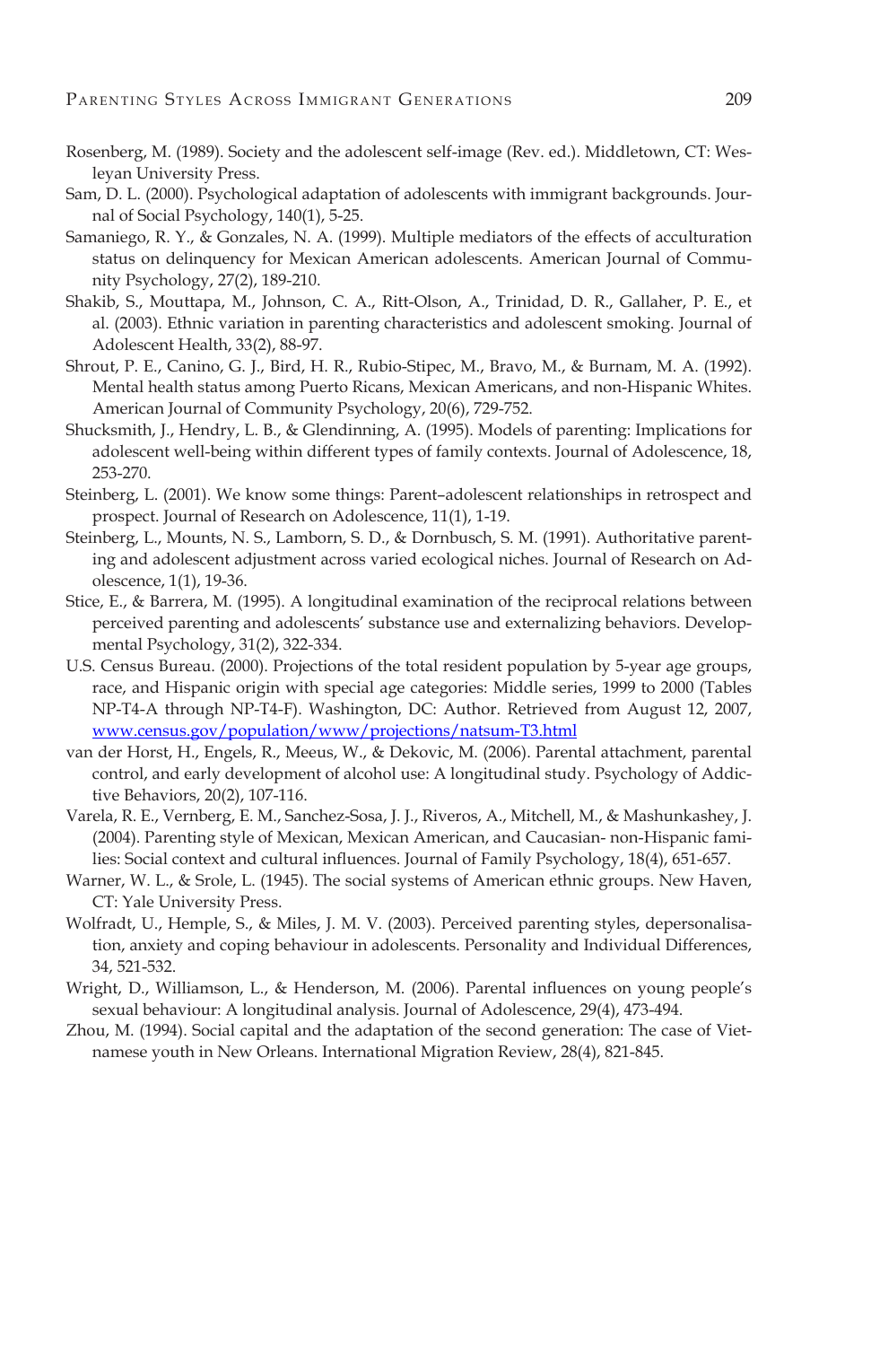Rosenberg, M. (1989). Society and the adolescent self-image (Rev. ed.). Middletown, CT: Wesleyan University Press.

Sam, D. L. (2000). Psychological adaptation of adolescents with immigrant backgrounds. Journal of Social Psychology, 140(1), 5-25.

Samaniego, R. Y., & Gonzales, N. A. (1999). Multiple mediators of the effects of acculturation status on delinquency for Mexican American adolescents. American Journal of Community Psychology, 27(2), 189-210.

Shakib, S., Mouttapa, M., Johnson, C. A., Ritt-Olson, A., Trinidad, D. R., Gallaher, P. E., et al. (2003). Ethnic variation in parenting characteristics and adolescent smoking. Journal of Adolescent Health, 33(2), 88-97.

Shrout, P. E., Canino, G. J., Bird, H. R., Rubio-Stipec, M., Bravo, M., & Burnam, M. A. (1992). Mental health status among Puerto Ricans, Mexican Americans, and non-Hispanic Whites. American Journal of Community Psychology, 20(6), 729-752.

Shucksmith, J., Hendry, L. B., & Glendinning, A. (1995). Models of parenting: Implications for adolescent well-being within different types of family contexts. Journal of Adolescence, 18, 253-270.

Steinberg, L. (2001). We know some things: Parent–adolescent relationships in retrospect and prospect. Journal of Research on Adolescence, 11(1), 1-19.

Steinberg, L., Mounts, N. S., Lamborn, S. D., & Dornbusch, S. M. (1991). Authoritative parenting and adolescent adjustment across varied ecological niches. Journal of Research on Adolescence, 1(1), 19-36.

Stice, E., & Barrera, M. (1995). A longitudinal examination of the reciprocal relations between perceived parenting and adolescents' substance use and externalizing behaviors. Developmental Psychology, 31(2), 322-334.

U.S. Census Bureau. (2000). Projections of the total resident population by 5-year age groups, race, and Hispanic origin with special age categories: Middle series, 1999 to 2000 (Tables NP-T4-A through NP-T4-F). Washington, DC: Author. Retrieved from August 12, 2007, www.census.gov/population/www/projections/natsum-T3.html

van der Horst, H., Engels, R., Meeus, W., & Dekovic, M. (2006). Parental attachment, parental control, and early development of alcohol use: A longitudinal study. Psychology of Addictive Behaviors, 20(2), 107-116.

Varela, R. E., Vernberg, E. M., Sanchez-Sosa, J. J., Riveros, A., Mitchell, M., & Mashunkashey, J. (2004). Parenting style of Mexican, Mexican American, and Caucasian- non-Hispanic families: Social context and cultural influences. Journal of Family Psychology, 18(4), 651-657.

Warner, W. L., & Srole, L. (1945). The social systems of American ethnic groups. New Haven, CT: Yale University Press.

Wolfradt, U., Hemple, S., & Miles, J. M. V. (2003). Perceived parenting styles, depersonalisation, anxiety and coping behaviour in adolescents. Personality and Individual Differences, 34, 521-532.

Wright, D., Williamson, L., & Henderson, M. (2006). Parental influences on young people's sexual behaviour: A longitudinal analysis. Journal of Adolescence, 29(4), 473-494.

Zhou, M. (1994). Social capital and the adaptation of the second generation: The case of Vietnamese youth in New Orleans. International Migration Review, 28(4), 821-845.